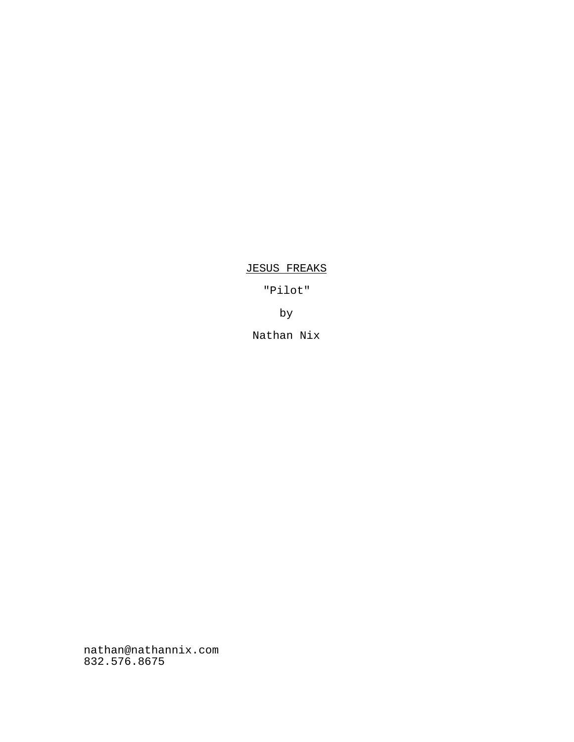<u>JESUS FREAKS</u>

"Pilot"

by

Nathan Nix

nathan@nathannix.com
832.576.8675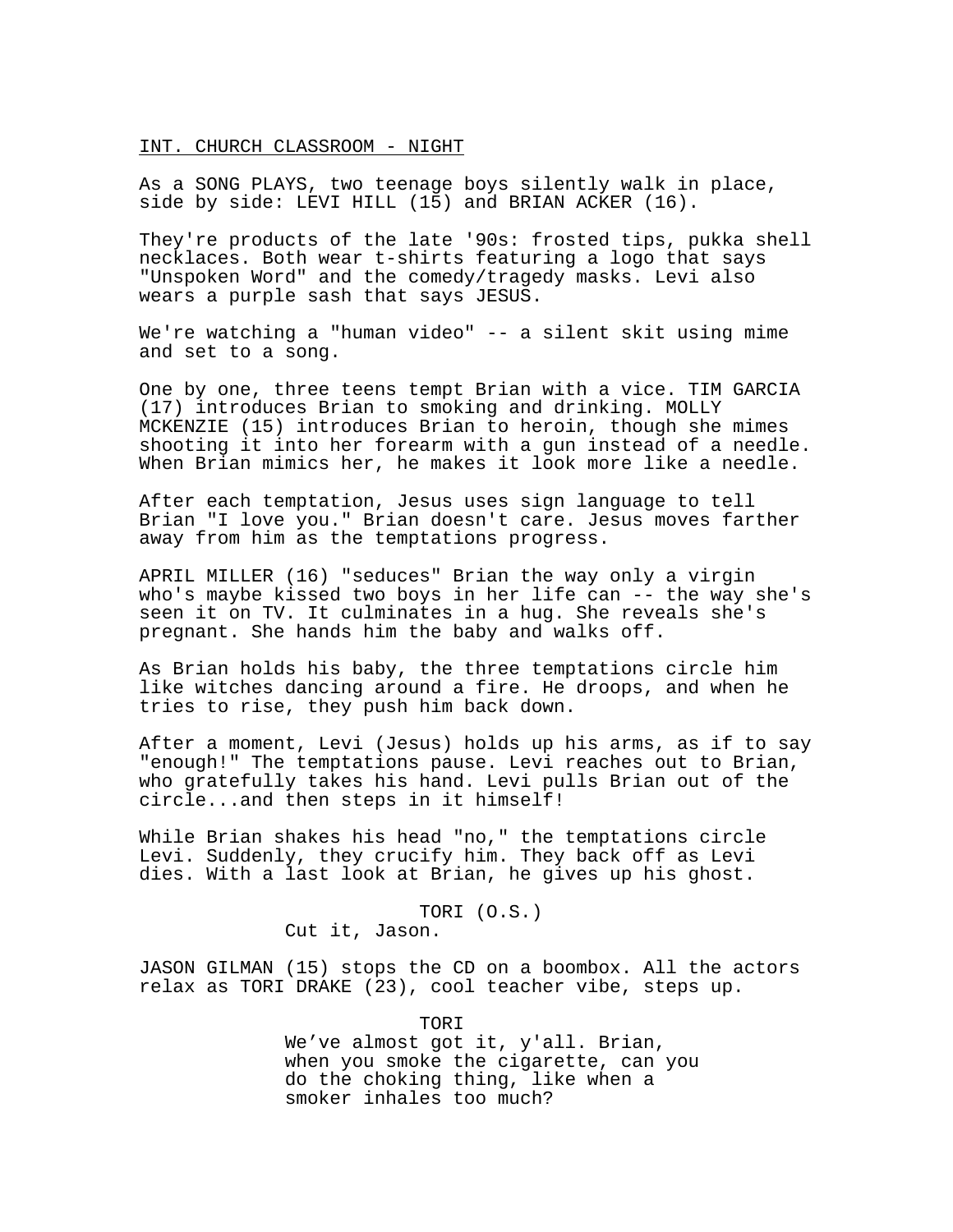INT. CHURCH CLASSROOM - NIGHT

As a SONG PLAYS, two teenage boys silently walk in place, side by side: LEVI HILL (15) and BRIAN ACKER (16).

They're products of the late '90s: frosted tips, pukka shell necklaces. Both wear t-shirts featuring a logo that says "Unspoken Word" and the comedy/tragedy masks. Levi also wears a purple sash that says JESUS.

We're watching a "human video" -- a silent skit using mime and set to a song.

One by one, three teens tempt Brian with a vice. TIM GARCIA (17) introduces Brian to smoking and drinking. MOLLY MCKENZIE (15) introduces Brian to heroin, though she mimes shooting it into her forearm with a gun instead of a needle. When Brian mimics her, he makes it look more like a needle.

After each temptation, Jesus uses sign language to tell Brian "I love you." Brian doesn't care. Jesus moves farther away from him as the temptations progress.

APRIL MILLER (16) "seduces" Brian the way only a virgin who's maybe kissed two boys in her life can -- the way she's seen it on TV. It culminates in a hug. She reveals she's pregnant. She hands him the baby and walks off.

As Brian holds his baby, the three temptations circle him like witches dancing around a fire. He droops, and when he tries to rise, they push him back down.

After a moment, Levi (Jesus) holds up his arms, as if to say "enough!" The temptations pause. Levi reaches out to Brian, who gratefully takes his hand. Levi pulls Brian out of the circle...and then steps in it himself!

While Brian shakes his head "no," the temptations circle Levi. Suddenly, they crucify him. They back off as Levi dies. With a last look at Brian, he gives up his ghost.

TORI (O.S.)
Cut it, Jason.

JASON GILMAN (15) stops the CD on a boombox. All the actors relax as TORI DRAKE (23), cool teacher vibe, steps up.

TORI
We've almost got it, y'all. Brian, when you smoke the cigarette, can you do the choking thing, like when a smoker inhales too much?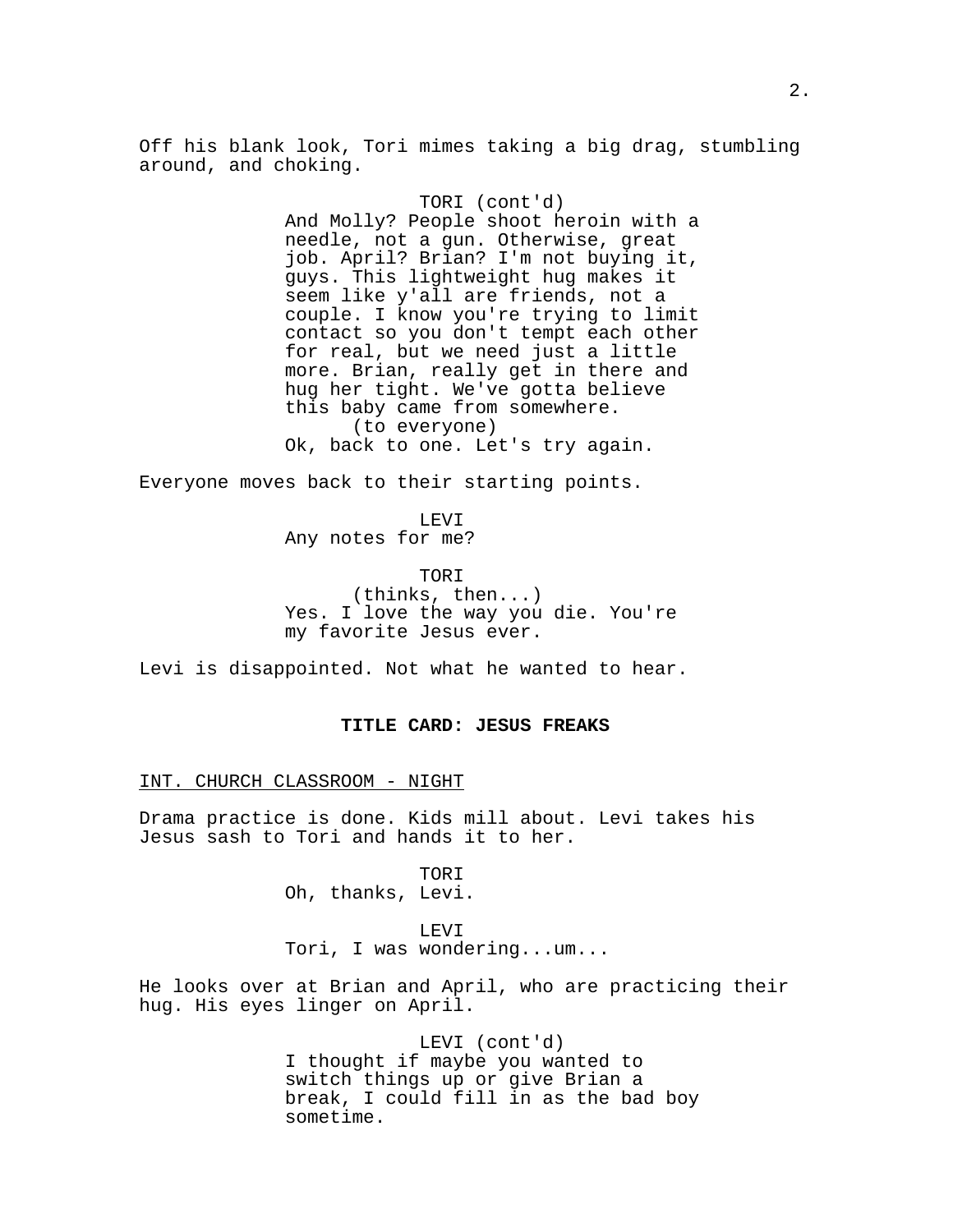Off his blank look, Tori mimes taking a big drag, stumbling around, and choking.

TORI (cont'd)
And Molly? People shoot heroin with a needle, not a gun. Otherwise, great job. April? Brian? I'm not buying it, guys. This lightweight hug makes it seem like y'all are friends, not a couple. I know you're trying to limit contact so you don't tempt each other for real, but we need just a little more. Brian, really get in there and hug her tight. We've gotta believe this baby came from somewhere.
(to everyone)
Ok, back to one. Let's try again.

Everyone moves back to their starting points.

LEVI
Any notes for me?

TORI
(thinks, then...)
Yes. I love the way you die. You're my favorite Jesus ever.

Levi is disappointed. Not what he wanted to hear.

**TITLE CARD: JESUS FREAKS**

INT. CHURCH CLASSROOM - NIGHT

Drama practice is done. Kids mill about. Levi takes his Jesus sash to Tori and hands it to her.

TORI
Oh, thanks, Levi.

LEVI
Tori, I was wondering...um...

He looks over at Brian and April, who are practicing their hug. His eyes linger on April.

LEVI (cont'd)
I thought if maybe you wanted to switch things up or give Brian a break, I could fill in as the bad boy sometime.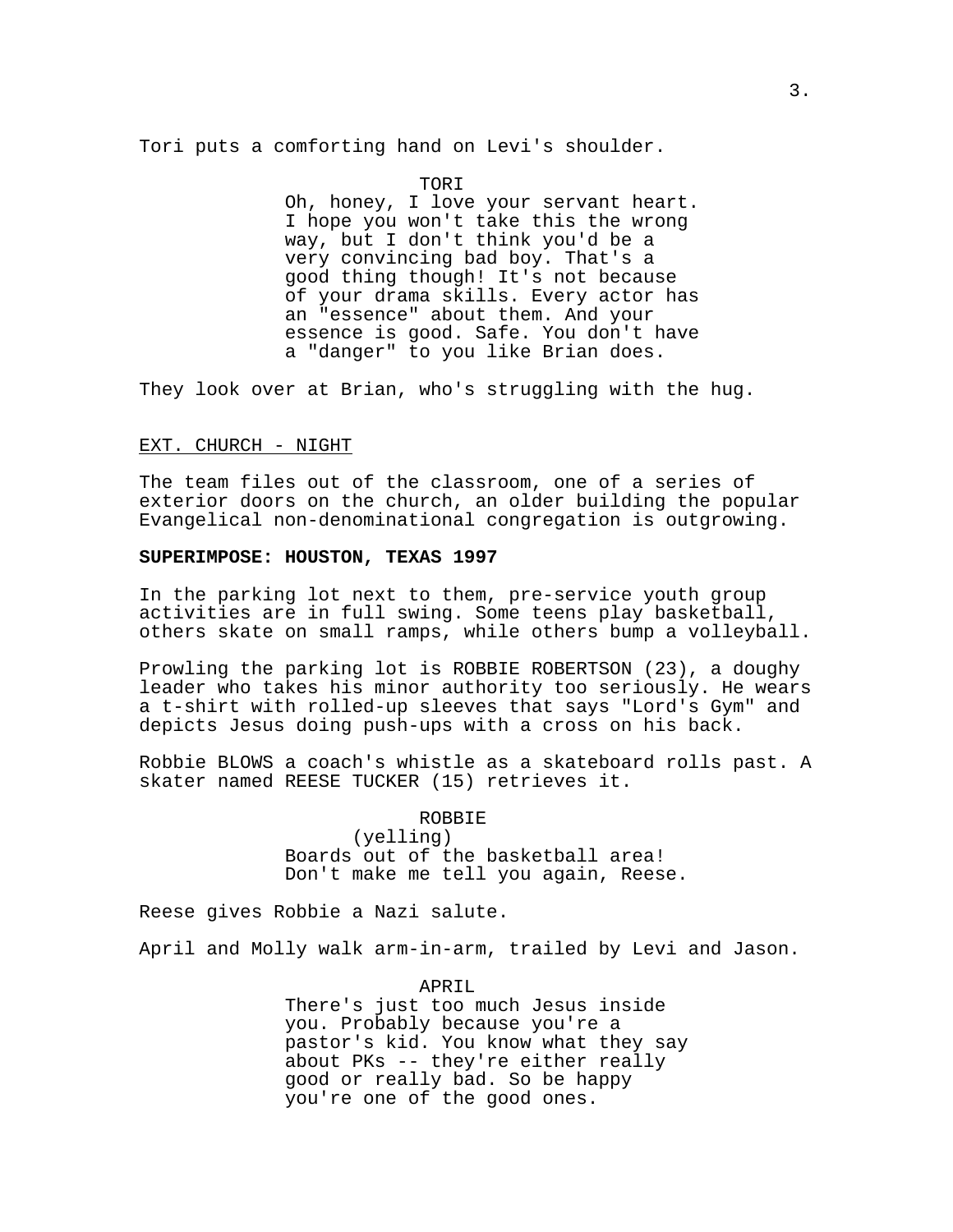Tori puts a comforting hand on Levi's shoulder.

TORI

Oh, honey, I love your servant heart. I hope you won't take this the wrong way, but I don't think you'd be a very convincing bad boy. That's a good thing though! It's not because of your drama skills. Every actor has an "essence" about them. And your essence is good. Safe. You don't have a "danger" to you like Brian does.

They look over at Brian, who's struggling with the hug.

EXT. CHURCH - NIGHT

The team files out of the classroom, one of a series of exterior doors on the church, an older building the popular Evangelical non-denominational congregation is outgrowing.

**SUPERIMPOSE: HOUSTON, TEXAS 1997**

In the parking lot next to them, pre-service youth group activities are in full swing. Some teens play basketball, others skate on small ramps, while others bump a volleyball.

Prowling the parking lot is ROBBIE ROBERTSON (23), a doughy leader who takes his minor authority too seriously. He wears a t-shirt with rolled-up sleeves that says "Lord's Gym" and depicts Jesus doing push-ups with a cross on his back.

Robbie BLOWS a coach's whistle as a skateboard rolls past. A skater named REESE TUCKER (15) retrieves it.

ROBBIE

(yelling)

Boards out of the basketball area! Don't make me tell you again, Reese.

Reese gives Robbie a Nazi salute.

April and Molly walk arm-in-arm, trailed by Levi and Jason.

APRIL

There's just too much Jesus inside you. Probably because you're a pastor's kid. You know what they say about PKs -- they're either really good or really bad. So be happy you're one of the good ones.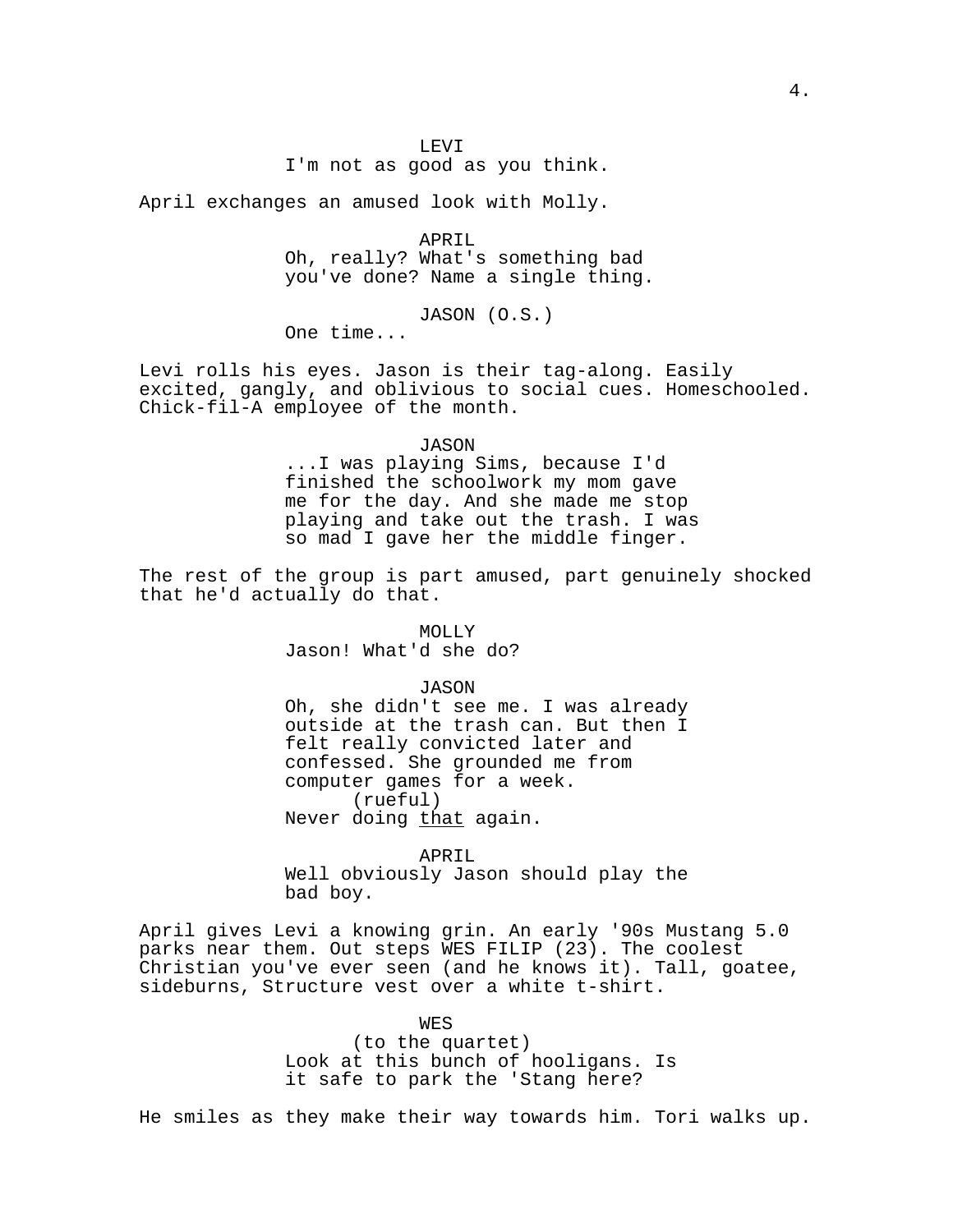LEVI
I'm not as good as you think.

April exchanges an amused look with Molly.

APRIL
Oh, really? What's something bad you've done? Name a single thing.

JASON (O.S.)
One time...

Levi rolls his eyes. Jason is their tag-along. Easily excited, gangly, and oblivious to social cues. Homeschooled. Chick-fil-A employee of the month.

JASON
...I was playing Sims, because I'd finished the schoolwork my mom gave me for the day. And she made me stop playing and take out the trash. I was so mad I gave her the middle finger.

The rest of the group is part amused, part genuinely shocked that he'd actually do that.

MOLLY
Jason! What'd she do?

JASON
Oh, she didn't see me. I was already outside at the trash can. But then I felt really convicted later and confessed. She grounded me from computer games for a week.
(rueful)
Never doing <u>that</u> again.

APRIL
Well obviously Jason should play the bad boy.

April gives Levi a knowing grin. An early '90s Mustang 5.0 parks near them. Out steps WES FILIP (23). The coolest Christian you've ever seen (and he knows it). Tall, goatee, sideburns, Structure vest over a white t-shirt.

WES
(to the quartet)
Look at this bunch of hooligans. Is it safe to park the 'Stang here?

He smiles as they make their way towards him. Tori walks up.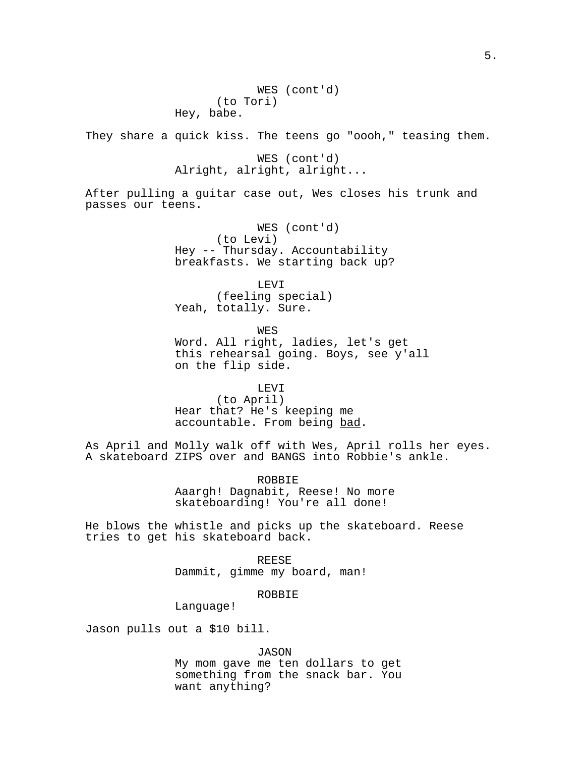WES (cont'd)
(to Tori)
Hey, babe.

They share a quick kiss. The teens go "oooh," teasing them.

WES (cont'd)
Alright, alright, alright...

After pulling a guitar case out, Wes closes his trunk and passes our teens.

WES (cont'd)
(to Levi)
Hey -- Thursday. Accountability breakfasts. We starting back up?

LEVI
(feeling special)
Yeah, totally. Sure.

WES
Word. All right, ladies, let's get this rehearsal going. Boys, see y'all on the flip side.

LEVI
(to April)
Hear that? He's keeping me accountable. From being <u>bad</u>.

As April and Molly walk off with Wes, April rolls her eyes. A skateboard ZIPS over and BANGS into Robbie's ankle.

ROBBIE
Aaargh! Dagnabit, Reese! No more skateboarding! You're all done!

He blows the whistle and picks up the skateboard. Reese tries to get his skateboard back.

REESE
Dammit, gimme my board, man!

ROBBIE
Language!

Jason pulls out a $10 bill.

JASON
My mom gave me ten dollars to get something from the snack bar. You want anything?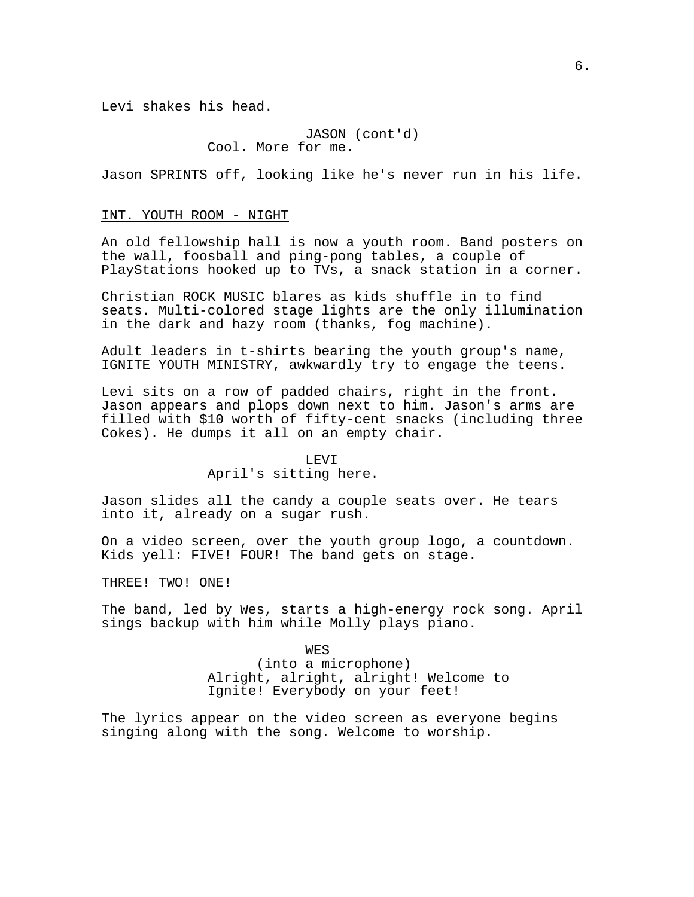Levi shakes his head.

JASON (cont'd)
Cool. More for me.

Jason SPRINTS off, looking like he's never run in his life.

INT. YOUTH ROOM - NIGHT

An old fellowship hall is now a youth room. Band posters on the wall, foosball and ping-pong tables, a couple of PlayStations hooked up to TVs, a snack station in a corner.

Christian ROCK MUSIC blares as kids shuffle in to find seats. Multi-colored stage lights are the only illumination in the dark and hazy room (thanks, fog machine).

Adult leaders in t-shirts bearing the youth group's name, IGNITE YOUTH MINISTRY, awkwardly try to engage the teens.

Levi sits on a row of padded chairs, right in the front. Jason appears and plops down next to him. Jason's arms are filled with $10 worth of fifty-cent snacks (including three Cokes). He dumps it all on an empty chair.

LEVI
April's sitting here.

Jason slides all the candy a couple seats over. He tears into it, already on a sugar rush.

On a video screen, over the youth group logo, a countdown. Kids yell: FIVE! FOUR! The band gets on stage.

THREE! TWO! ONE!

The band, led by Wes, starts a high-energy rock song. April sings backup with him while Molly plays piano.

WES
(into a microphone)
Alright, alright, alright! Welcome to Ignite! Everybody on your feet!

The lyrics appear on the video screen as everyone begins singing along with the song. Welcome to worship.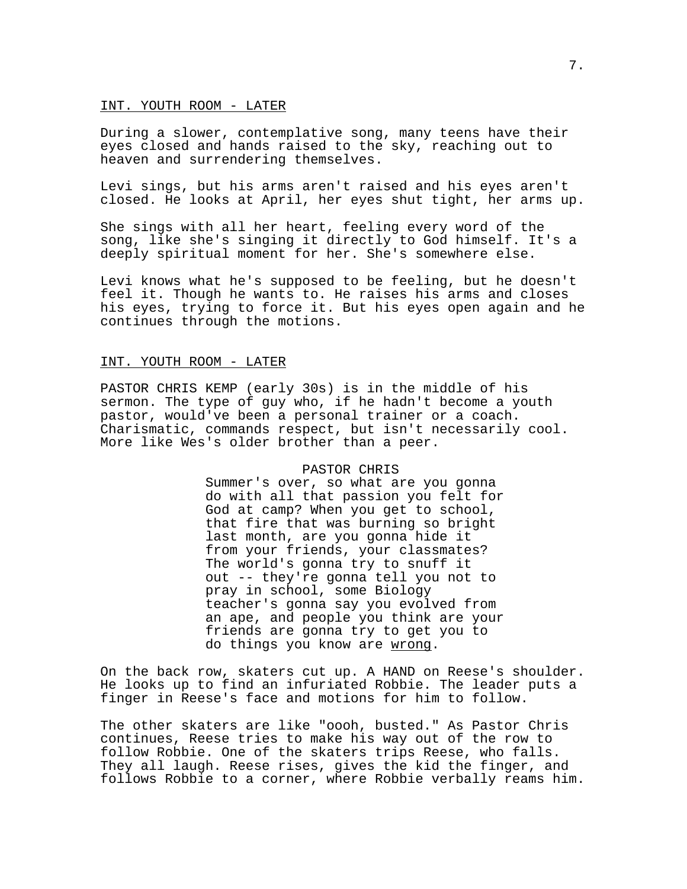INT. YOUTH ROOM - LATER

During a slower, contemplative song, many teens have their eyes closed and hands raised to the sky, reaching out to heaven and surrendering themselves.

Levi sings, but his arms aren't raised and his eyes aren't closed. He looks at April, her eyes shut tight, her arms up.

She sings with all her heart, feeling every word of the song, like she's singing it directly to God himself. It's a deeply spiritual moment for her. She's somewhere else.

Levi knows what he's supposed to be feeling, but he doesn't feel it. Though he wants to. He raises his arms and closes his eyes, trying to force it. But his eyes open again and he continues through the motions.

INT. YOUTH ROOM - LATER

PASTOR CHRIS KEMP (early 30s) is in the middle of his sermon. The type of guy who, if he hadn't become a youth pastor, would've been a personal trainer or a coach. Charismatic, commands respect, but isn't necessarily cool. More like Wes's older brother than a peer.

PASTOR CHRIS

Summer's over, so what are you gonna do with all that passion you felt for God at camp? When you get to school, that fire that was burning so bright last month, are you gonna hide it from your friends, your classmates? The world's gonna try to snuff it out -- they're gonna tell you not to pray in school, some Biology teacher's gonna say you evolved from an ape, and people you think are your friends are gonna try to get you to do things you know are wrong.

On the back row, skaters cut up. A HAND on Reese's shoulder. He looks up to find an infuriated Robbie. The leader puts a finger in Reese's face and motions for him to follow.

The other skaters are like "oooh, busted." As Pastor Chris continues, Reese tries to make his way out of the row to follow Robbie. One of the skaters trips Reese, who falls. They all laugh. Reese rises, gives the kid the finger, and follows Robbie to a corner, where Robbie verbally reams him.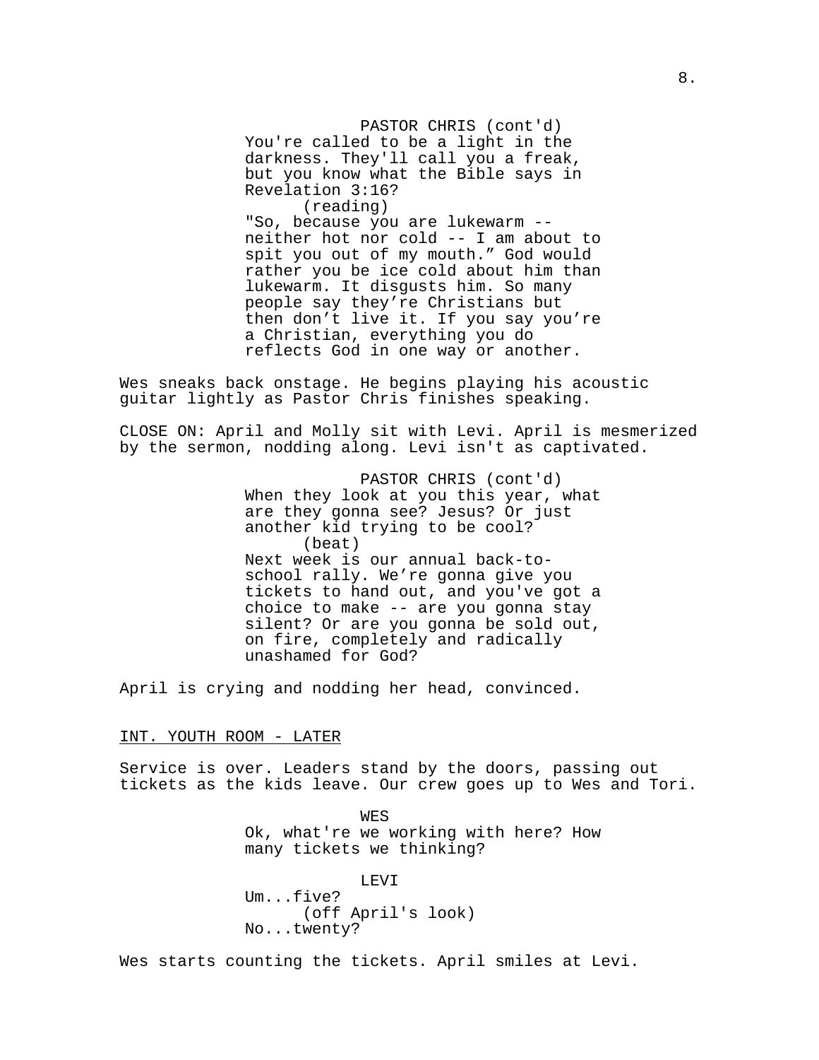PASTOR CHRIS (cont'd)
You're called to be a light in the darkness. They'll call you a freak, but you know what the Bible says in Revelation 3:16?
(reading)
"So, because you are lukewarm -- neither hot nor cold -- I am about to spit you out of my mouth." God would rather you be ice cold about him than lukewarm. It disgusts him. So many people say they're Christians but then don't live it. If you say you're a Christian, everything you do reflects God in one way or another.

Wes sneaks back onstage. He begins playing his acoustic guitar lightly as Pastor Chris finishes speaking.

CLOSE ON: April and Molly sit with Levi. April is mesmerized by the sermon, nodding along. Levi isn't as captivated.

PASTOR CHRIS (cont'd)
When they look at you this year, what are they gonna see? Jesus? Or just another kid trying to be cool?
(beat)
Next week is our annual back-to-school rally. We're gonna give you tickets to hand out, and you've got a choice to make -- are you gonna stay silent? Or are you gonna be sold out, on fire, completely and radically unashamed for God?

April is crying and nodding her head, convinced.

INT. YOUTH ROOM - LATER

Service is over. Leaders stand by the doors, passing out tickets as the kids leave. Our crew goes up to Wes and Tori.

WES
Ok, what're we working with here? How many tickets we thinking?

LEVI
Um...five?
(off April's look)
No...twenty?

Wes starts counting the tickets. April smiles at Levi.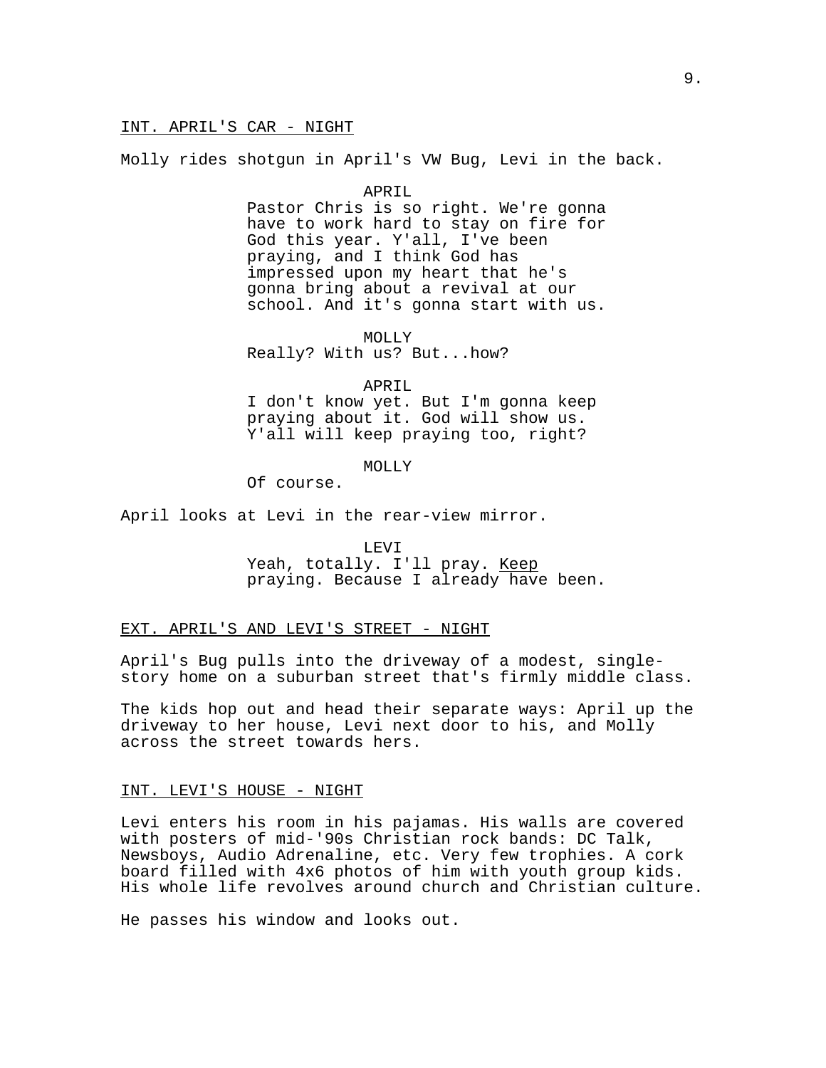INT. APRIL'S CAR - NIGHT

Molly rides shotgun in April's VW Bug, Levi in the back.

APRIL
Pastor Chris is so right. We're gonna have to work hard to stay on fire for God this year. Y'all, I've been praying, and I think God has impressed upon my heart that he's gonna bring about a revival at our school. And it's gonna start with us.

MOLLY
Really? With us? But...how?

APRIL
I don't know yet. But I'm gonna keep praying about it. God will show us. Y'all will keep praying too, right?

MOLLY
Of course.

April looks at Levi in the rear-view mirror.

LEVI
Yeah, totally. I'll pray. Keep praying. Because I already have been.

EXT. APRIL'S AND LEVI'S STREET - NIGHT

April's Bug pulls into the driveway of a modest, single-story home on a suburban street that's firmly middle class.

The kids hop out and head their separate ways: April up the driveway to her house, Levi next door to his, and Molly across the street towards hers.

INT. LEVI'S HOUSE - NIGHT

Levi enters his room in his pajamas. His walls are covered with posters of mid-'90s Christian rock bands: DC Talk, Newsboys, Audio Adrenaline, etc. Very few trophies. A cork board filled with 4x6 photos of him with youth group kids. His whole life revolves around church and Christian culture.

He passes his window and looks out.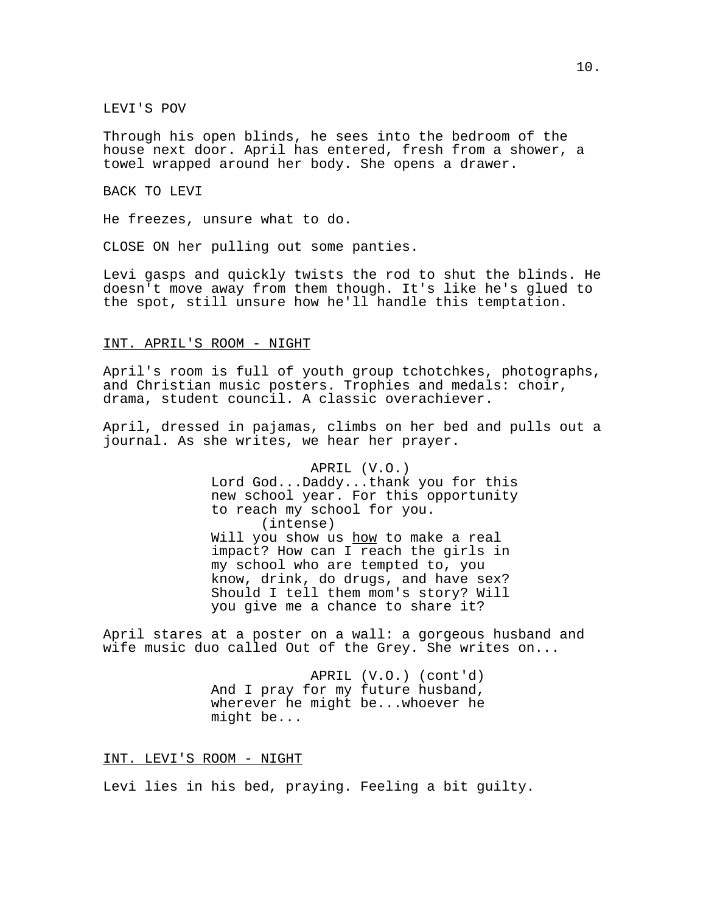LEVI'S POV

Through his open blinds, he sees into the bedroom of the house next door. April has entered, fresh from a shower, a towel wrapped around her body. She opens a drawer.

BACK TO LEVI

He freezes, unsure what to do.

CLOSE ON her pulling out some panties.

Levi gasps and quickly twists the rod to shut the blinds. He doesn't move away from them though. It's like he's glued to the spot, still unsure how he'll handle this temptation.

INT. APRIL'S ROOM - NIGHT

April's room is full of youth group tchotchkes, photographs, and Christian music posters. Trophies and medals: choir, drama, student council. A classic overachiever.

April, dressed in pajamas, climbs on her bed and pulls out a journal. As she writes, we hear her prayer.

APRIL (V.O.)
Lord God...Daddy...thank you for this new school year. For this opportunity to reach my school for you.
(intense)
Will you show us how to make a real impact? How can I reach the girls in my school who are tempted to, you know, drink, do drugs, and have sex? Should I tell them mom's story? Will you give me a chance to share it?

April stares at a poster on a wall: a gorgeous husband and wife music duo called Out of the Grey. She writes on...

APRIL (V.O.) (cont'd)
And I pray for my future husband, wherever he might be...whoever he might be...

INT. LEVI'S ROOM - NIGHT

Levi lies in his bed, praying. Feeling a bit guilty.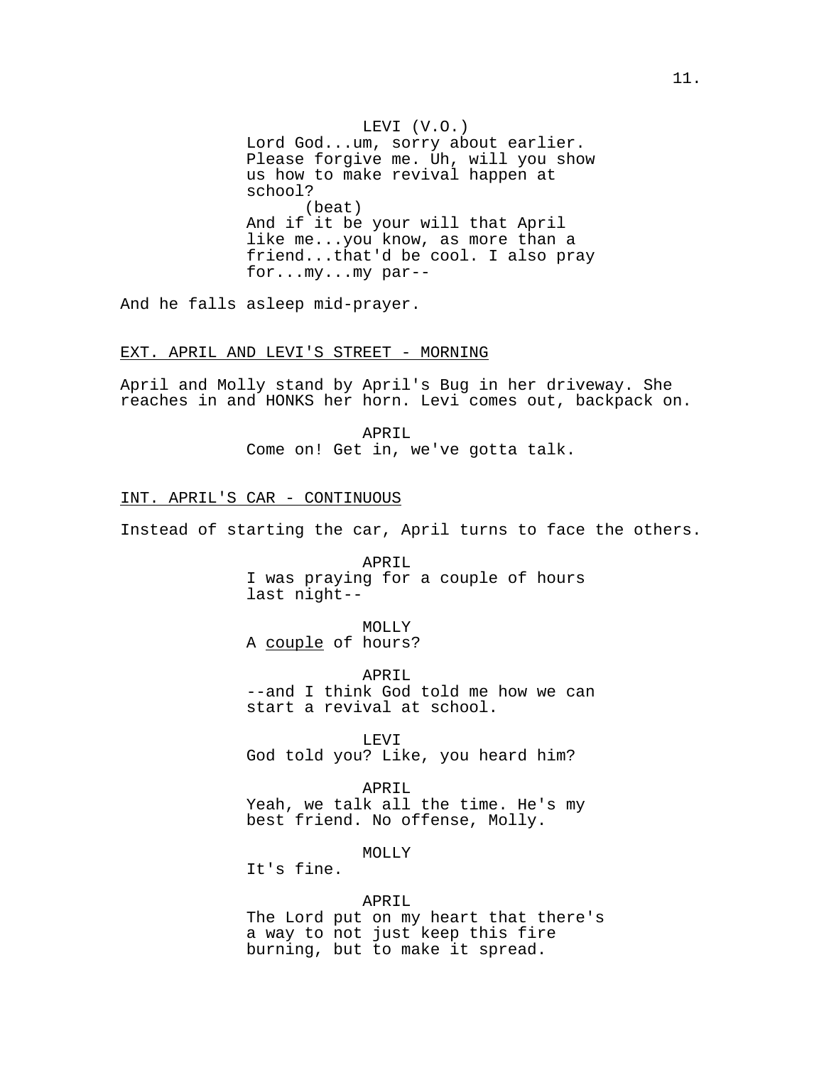LEVI (V.O.)
Lord God...um, sorry about earlier. Please forgive me. Uh, will you show us how to make revival happen at school?
(beat)
And if it be your will that April like me...you know, as more than a friend...that'd be cool. I also pray for...my...my par--

And he falls asleep mid-prayer.

EXT. APRIL AND LEVI'S STREET - MORNING

April and Molly stand by April's Bug in her driveway. She reaches in and HONKS her horn. Levi comes out, backpack on.

APRIL
Come on! Get in, we've gotta talk.

INT. APRIL'S CAR - CONTINUOUS

Instead of starting the car, April turns to face the others.

APRIL
I was praying for a couple of hours last night--

MOLLY
A couple of hours?

APRIL
--and I think God told me how we can start a revival at school.

LEVI
God told you? Like, you heard him?

APRIL
Yeah, we talk all the time. He's my best friend. No offense, Molly.

MOLLY
It's fine.

APRIL
The Lord put on my heart that there's a way to not just keep this fire burning, but to make it spread.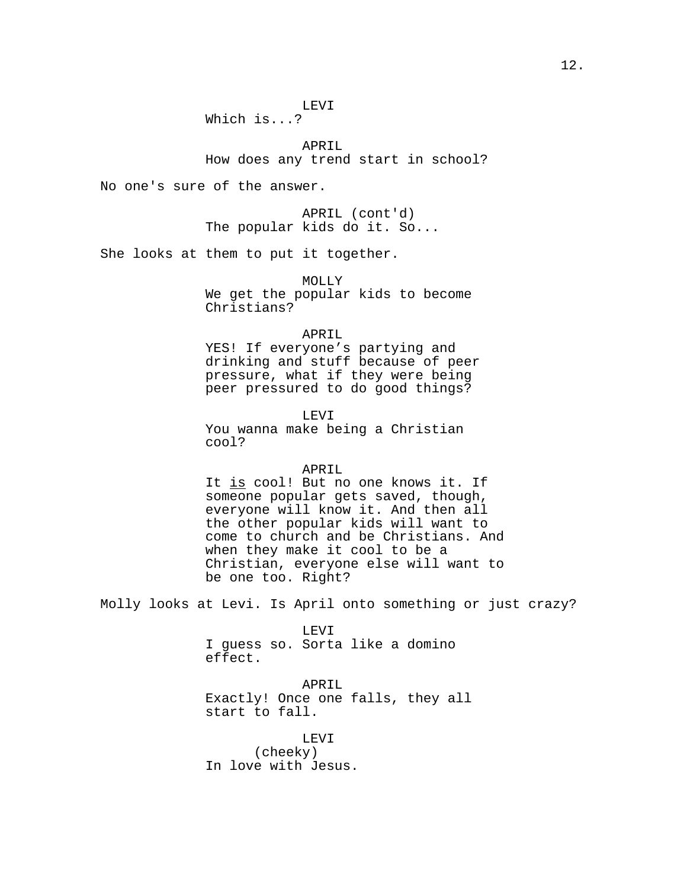LEVI
Which is...?

APRIL
How does any trend start in school?

No one's sure of the answer.

APRIL (cont'd)
The popular kids do it. So...

She looks at them to put it together.

MOLLY
We get the popular kids to become Christians?

APRIL
YES! If everyone’s partying and drinking and stuff because of peer pressure, what if they were being peer pressured to do good things?

LEVI
You wanna make being a Christian cool?

APRIL
It <u>is</u> cool! But no one knows it. If someone popular gets saved, though, everyone will know it. And then all the other popular kids will want to come to church and be Christians. And when they make it cool to be a Christian, everyone else will want to be one too. Right?

Molly looks at Levi. Is April onto something or just crazy?

LEVI
I guess so. Sorta like a domino effect.

APRIL
Exactly! Once one falls, they all start to fall.

LEVI
(cheeky)
In love with Jesus.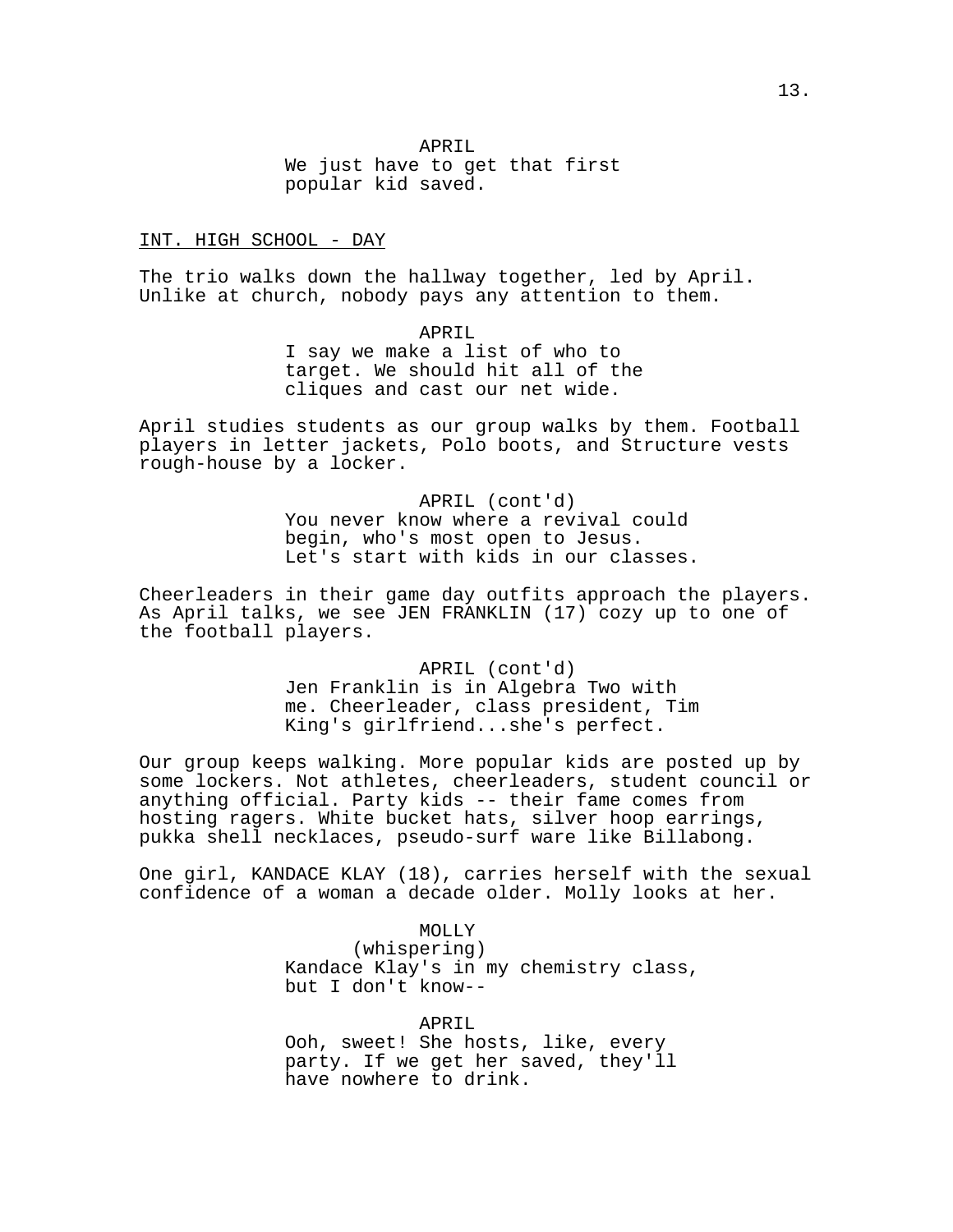APRIL
We just have to get that first popular kid saved.

INT. HIGH SCHOOL - DAY

The trio walks down the hallway together, led by April. Unlike at church, nobody pays any attention to them.

APRIL
I say we make a list of who to target. We should hit all of the cliques and cast our net wide.

April studies students as our group walks by them. Football players in letter jackets, Polo boots, and Structure vests rough-house by a locker.

APRIL (cont'd)
You never know where a revival could begin, who's most open to Jesus. Let's start with kids in our classes.

Cheerleaders in their game day outfits approach the players. As April talks, we see JEN FRANKLIN (17) cozy up to one of the football players.

APRIL (cont'd)
Jen Franklin is in Algebra Two with me. Cheerleader, class president, Tim King's girlfriend...she's perfect.

Our group keeps walking. More popular kids are posted up by some lockers. Not athletes, cheerleaders, student council or anything official. Party kids -- their fame comes from hosting ragers. White bucket hats, silver hoop earrings, pukka shell necklaces, pseudo-surf ware like Billabong.

One girl, KANDACE KLAY (18), carries herself with the sexual confidence of a woman a decade older. Molly looks at her.

MOLLY
(whispering)
Kandace Klay's in my chemistry class, but I don't know--

APRIL
Ooh, sweet! She hosts, like, every party. If we get her saved, they'll have nowhere to drink.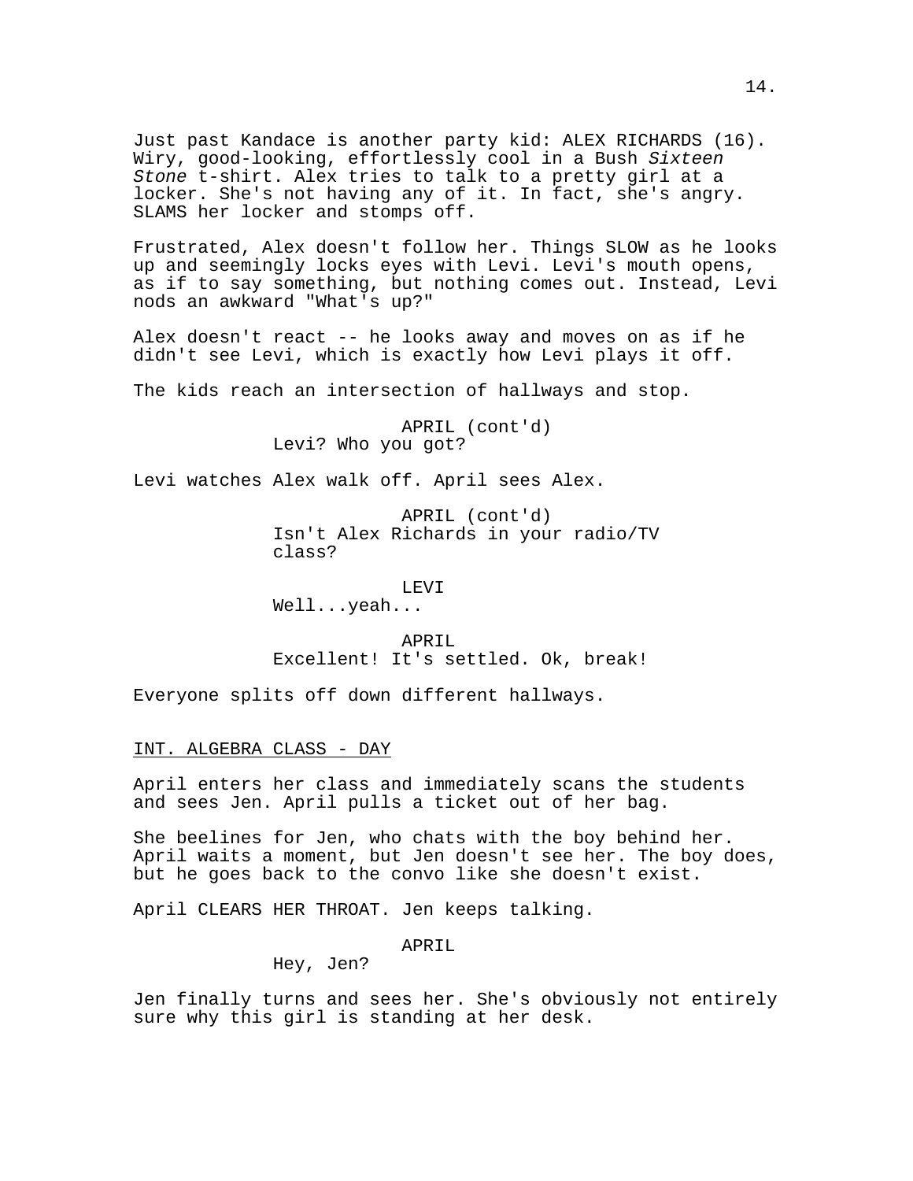Just past Kandace is another party kid: ALEX RICHARDS (16). Wiry, good-looking, effortlessly cool in a Bush *Sixteen Stone* t-shirt. Alex tries to talk to a pretty girl at a locker. She's not having any of it. In fact, she's angry. SLAMS her locker and stomps off.

Frustrated, Alex doesn't follow her. Things SLOW as he looks up and seemingly locks eyes with Levi. Levi's mouth opens, as if to say something, but nothing comes out. Instead, Levi nods an awkward "What's up?"

Alex doesn't react -- he looks away and moves on as if he didn't see Levi, which is exactly how Levi plays it off.

The kids reach an intersection of hallways and stop.

APRIL (cont'd)
Levi? Who you got?

Levi watches Alex walk off. April sees Alex.

APRIL (cont'd)
Isn't Alex Richards in your radio/TV class?

LEVI
Well...yeah...

APRIL
Excellent! It's settled. Ok, break!

Everyone splits off down different hallways.

INT. ALGEBRA CLASS - DAY

April enters her class and immediately scans the students and sees Jen. April pulls a ticket out of her bag.

She beelines for Jen, who chats with the boy behind her. April waits a moment, but Jen doesn't see her. The boy does, but he goes back to the convo like she doesn't exist.

April CLEARS HER THROAT. Jen keeps talking.

APRIL
Hey, Jen?

Jen finally turns and sees her. She's obviously not entirely sure why this girl is standing at her desk.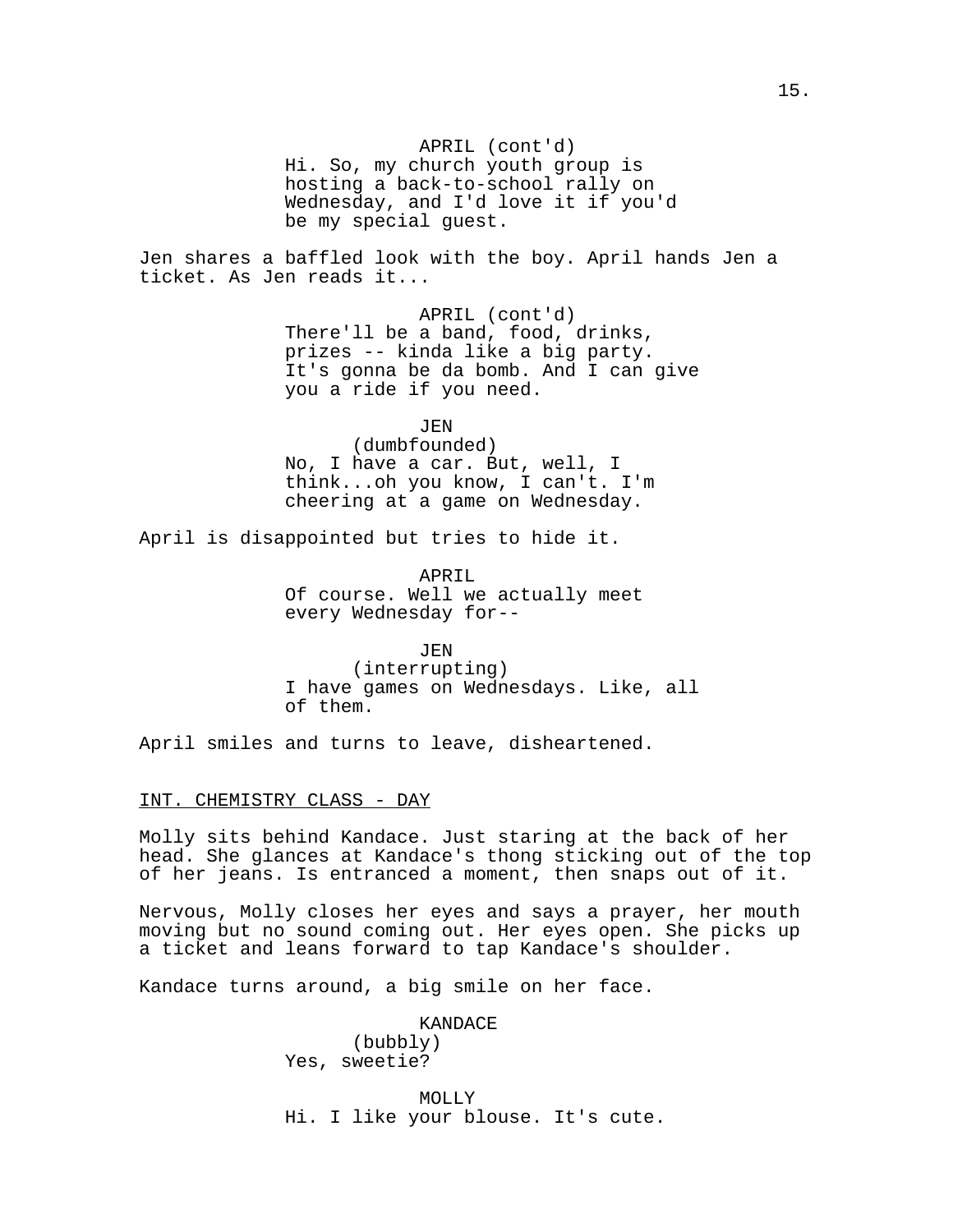APRIL (cont'd)
Hi. So, my church youth group is hosting a back-to-school rally on Wednesday, and I'd love it if you'd be my special guest.

Jen shares a baffled look with the boy. April hands Jen a ticket. As Jen reads it...

APRIL (cont'd)
There'll be a band, food, drinks, prizes -- kinda like a big party. It's gonna be da bomb. And I can give you a ride if you need.

JEN
(dumbfounded)
No, I have a car. But, well, I think...oh you know, I can't. I'm cheering at a game on Wednesday.

April is disappointed but tries to hide it.

APRIL
Of course. Well we actually meet every Wednesday for--

JEN
(interrupting)
I have games on Wednesdays. Like, all of them.

April smiles and turns to leave, disheartened.

INT. CHEMISTRY CLASS - DAY

Molly sits behind Kandace. Just staring at the back of her head. She glances at Kandace's thong sticking out of the top of her jeans. Is entranced a moment, then snaps out of it.

Nervous, Molly closes her eyes and says a prayer, her mouth moving but no sound coming out. Her eyes open. She picks up a ticket and leans forward to tap Kandace's shoulder.

Kandace turns around, a big smile on her face.

KANDACE
(bubbly)
Yes, sweetie?

MOLLY
Hi. I like your blouse. It's cute.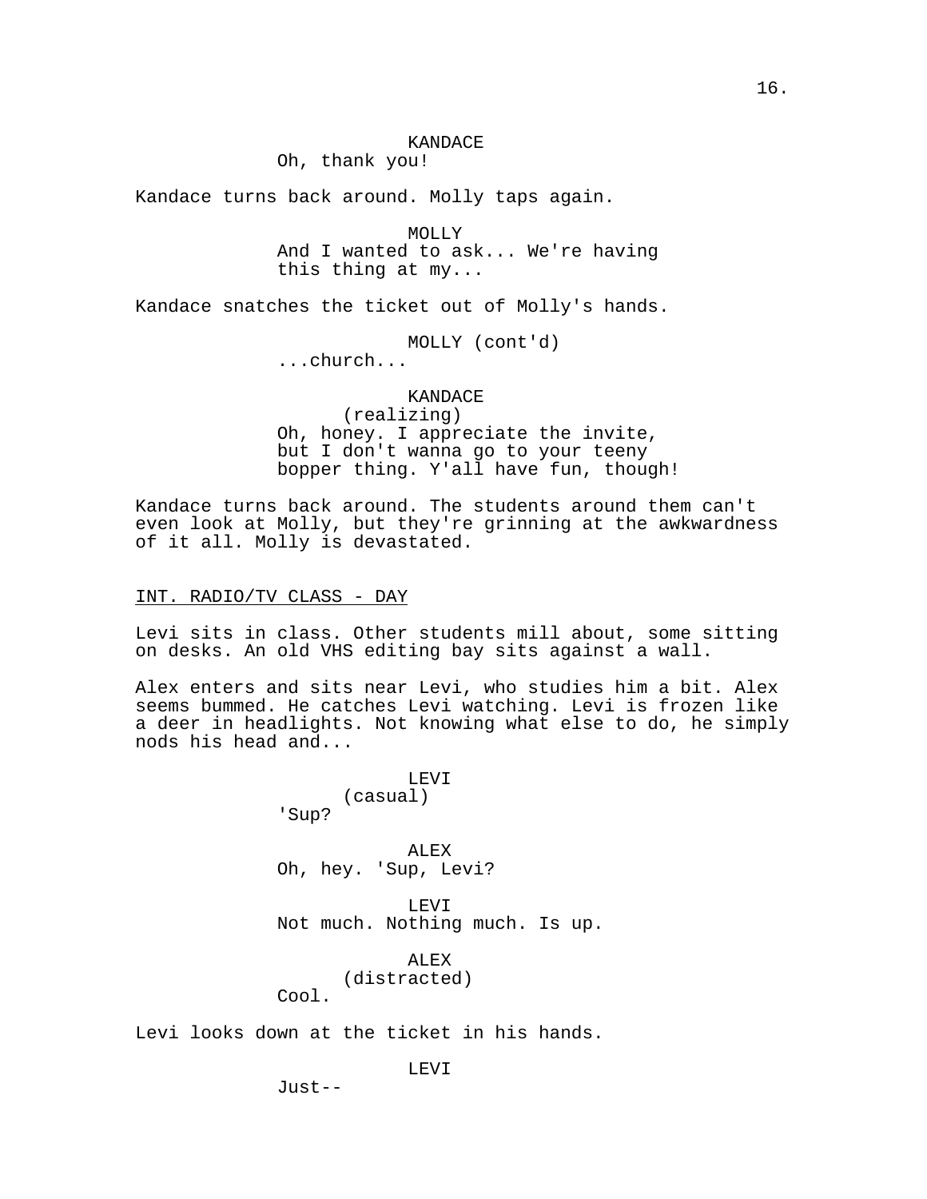KANDACE
Oh, thank you!

Kandace turns back around. Molly taps again.

MOLLY
And I wanted to ask... We're having this thing at my...

Kandace snatches the ticket out of Molly's hands.

MOLLY (cont'd)
...church...

KANDACE
(realizing)
Oh, honey. I appreciate the invite, but I don't wanna go to your teeny bopper thing. Y'all have fun, though!

Kandace turns back around. The students around them can't even look at Molly, but they're grinning at the awkwardness of it all. Molly is devastated.

INT. RADIO/TV CLASS - DAY

Levi sits in class. Other students mill about, some sitting on desks. An old VHS editing bay sits against a wall.

Alex enters and sits near Levi, who studies him a bit. Alex seems bummed. He catches Levi watching. Levi is frozen like a deer in headlights. Not knowing what else to do, he simply nods his head and...

LEVI
(casual)
'Sup?

ALEX
Oh, hey. 'Sup, Levi?

LEVI
Not much. Nothing much. Is up.

ALEX
(distracted)
Cool.

Levi looks down at the ticket in his hands.

LEVI
Just--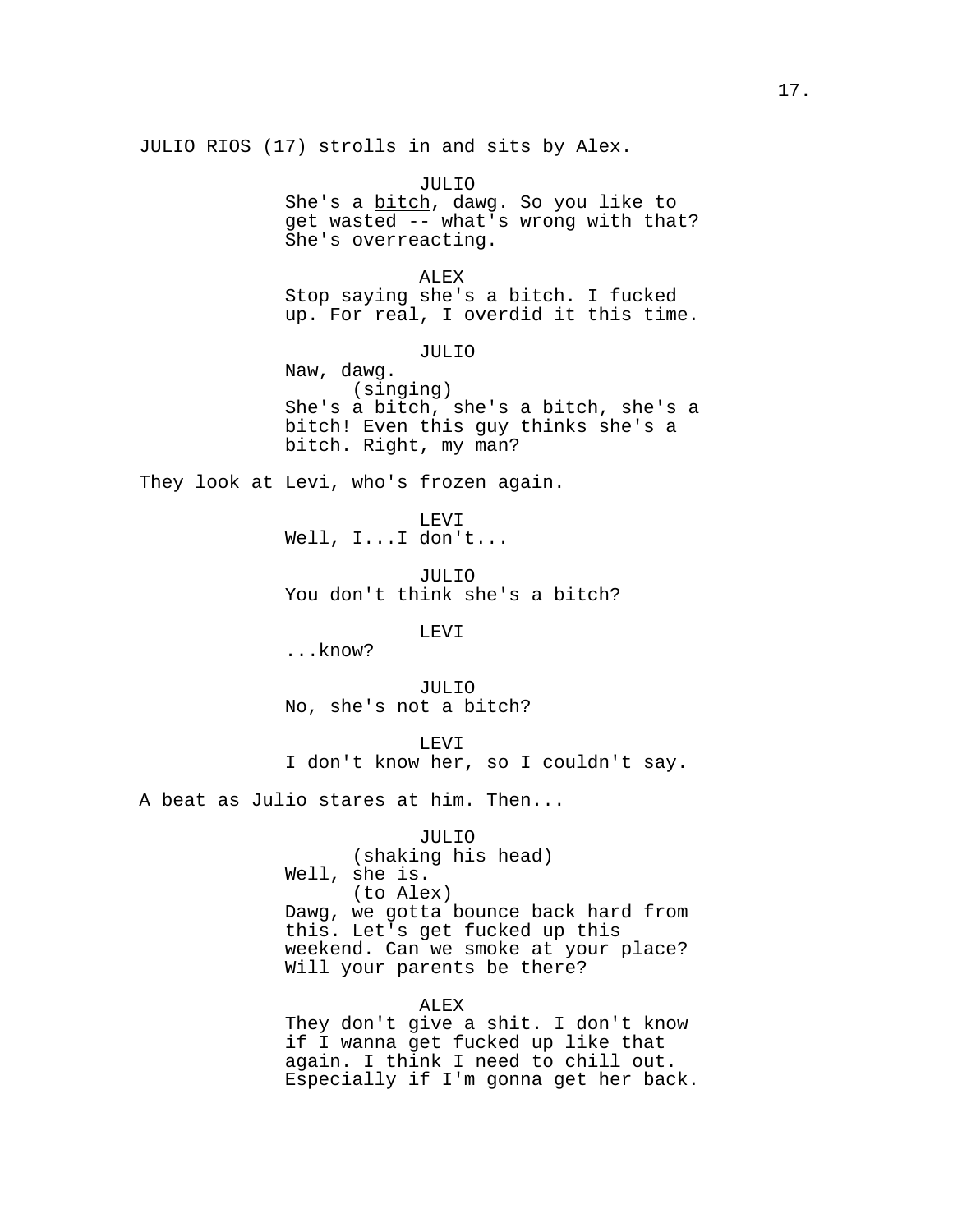JULIO RIOS (17) strolls in and sits by Alex.

JULIO
She's a <u>bitch</u>, dawg. So you like to get wasted -- what's wrong with that? She's overreacting.

ALEX
Stop saying she's a bitch. I fucked up. For real, I overdid it this time.

JULIO
Naw, dawg.
(singing)
She's a bitch, she's a bitch, she's a bitch! Even this guy thinks she's a bitch. Right, my man?

They look at Levi, who's frozen again.

LEVI
Well, I...I don't...

JULIO
You don't think she's a bitch?

LEVI
...know?

JULIO
No, she's not a bitch?

LEVI
I don't know her, so I couldn't say.

A beat as Julio stares at him. Then...

JULIO
(shaking his head)
Well, she is.
(to Alex)
Dawg, we gotta bounce back hard from this. Let's get fucked up this weekend. Can we smoke at your place? Will your parents be there?

ALEX
They don't give a shit. I don't know if I wanna get fucked up like that again. I think I need to chill out. Especially if I'm gonna get her back.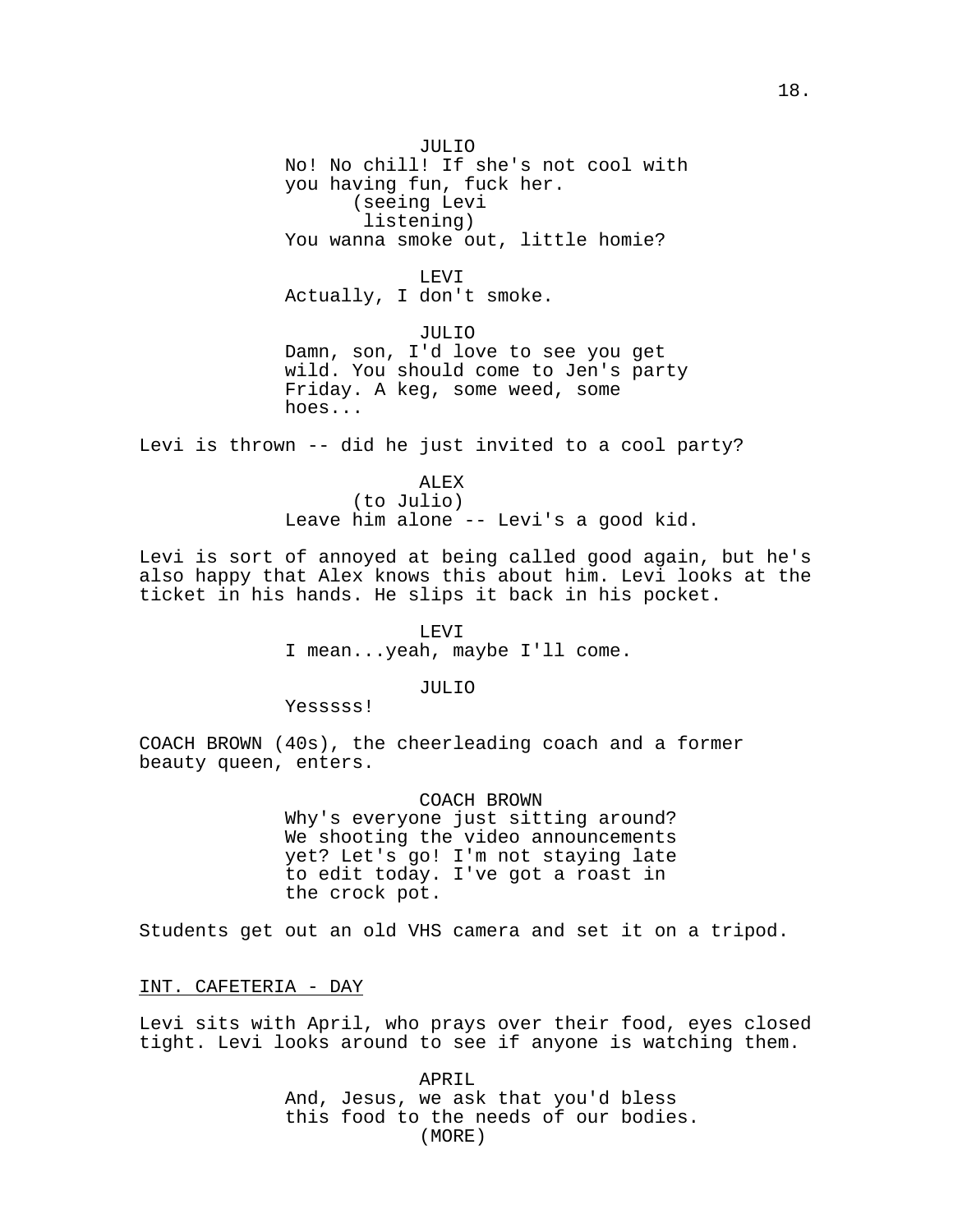JULIO
No! No chill! If she's not cool with you having fun, fuck her.
(seeing Levi listening)
You wanna smoke out, little homie?

LEVI
Actually, I don't smoke.

JULIO
Damn, son, I'd love to see you get wild. You should come to Jen's party Friday. A keg, some weed, some hoes...

Levi is thrown -- did he just invited to a cool party?

ALEX
(to Julio)
Leave him alone -- Levi's a good kid.

Levi is sort of annoyed at being called good again, but he's also happy that Alex knows this about him. Levi looks at the ticket in his hands. He slips it back in his pocket.

LEVI
I mean...yeah, maybe I'll come.

JULIO
Yesssss!

COACH BROWN (40s), the cheerleading coach and a former beauty queen, enters.

COACH BROWN
Why's everyone just sitting around? We shooting the video announcements yet? Let's go! I'm not staying late to edit today. I've got a roast in the crock pot.

Students get out an old VHS camera and set it on a tripod.

INT. CAFETERIA - DAY

Levi sits with April, who prays over their food, eyes closed tight. Levi looks around to see if anyone is watching them.

APRIL
And, Jesus, we ask that you'd bless this food to the needs of our bodies.
(MORE)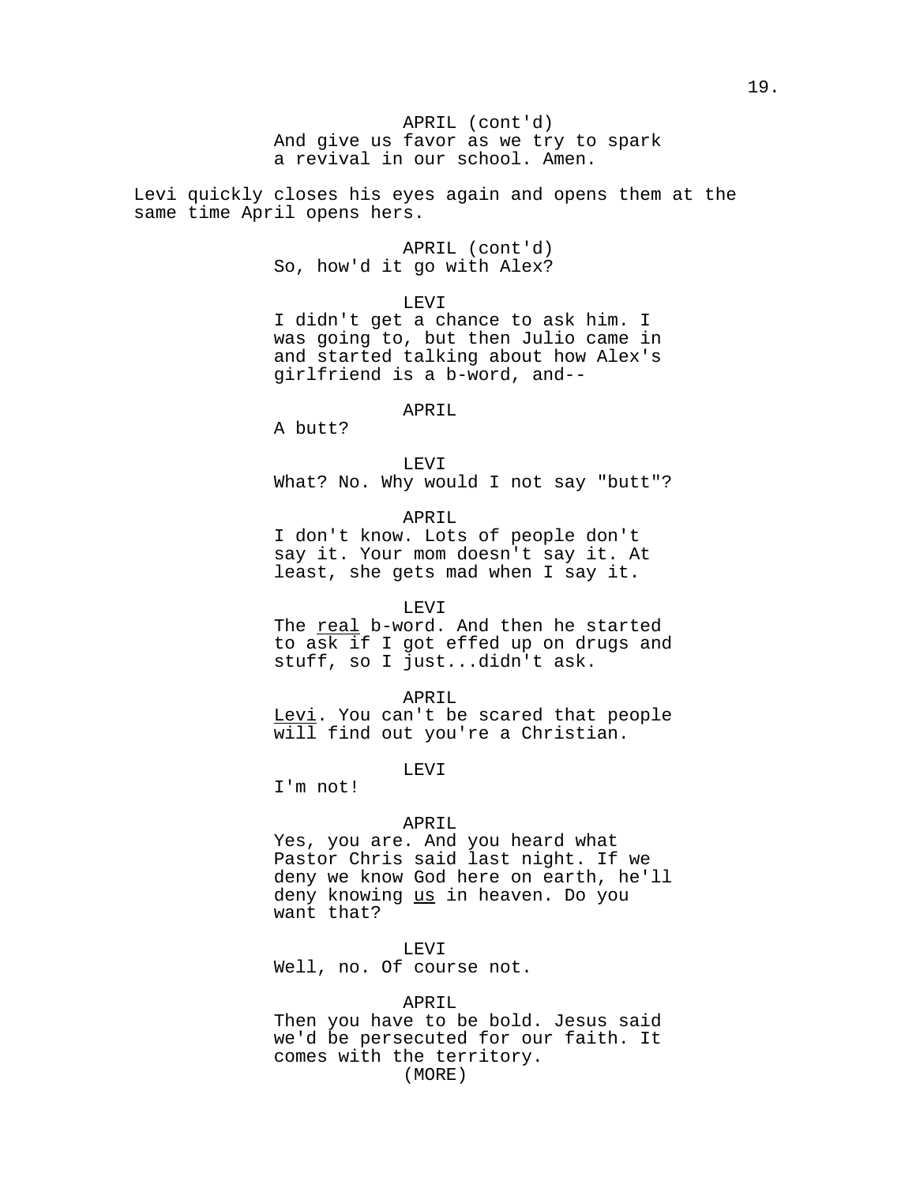APRIL (cont'd)
And give us favor as we try to spark a revival in our school. Amen.

Levi quickly closes his eyes again and opens them at the same time April opens hers.

APRIL (cont'd)
So, how'd it go with Alex?

LEVI
I didn't get a chance to ask him. I was going to, but then Julio came in and started talking about how Alex's girlfriend is a b-word, and--

APRIL
A butt?

LEVI
What? No. Why would I not say "butt"?

APRIL
I don't know. Lots of people don't say it. Your mom doesn't say it. At least, she gets mad when I say it.

LEVI
The <u>real</u> b-word. And then he started to ask if I got effed up on drugs and stuff, so I just...didn't ask.

APRIL
<u>Levi</u>. You can't be scared that people will find out you're a Christian.

LEVI
I'm not!

APRIL
Yes, you are. And you heard what Pastor Chris said last night. If we deny we know God here on earth, he'll deny knowing <u>us</u> in heaven. Do you want that?

LEVI
Well, no. Of course not.

APRIL
Then you have to be bold. Jesus said we'd be persecuted for our faith. It comes with the territory.
(MORE)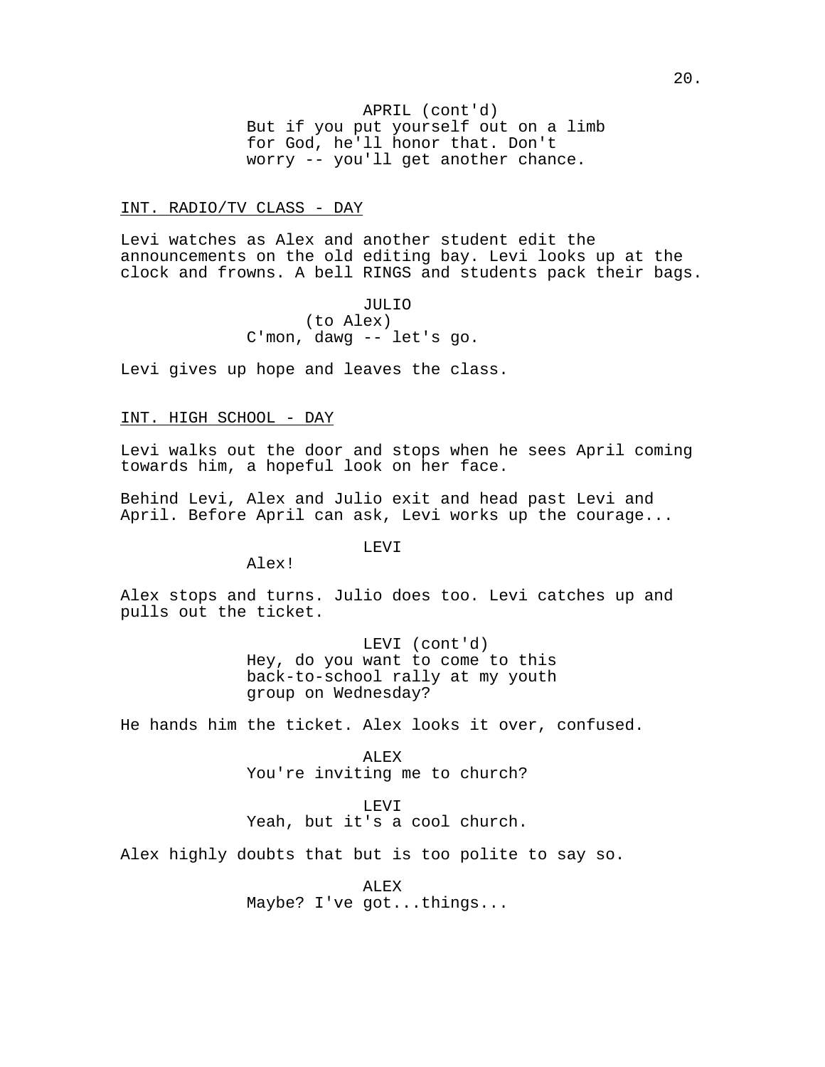APRIL (cont'd)
But if you put yourself out on a limb for God, he'll honor that. Don't worry -- you'll get another chance.

INT. RADIO/TV CLASS - DAY

Levi watches as Alex and another student edit the announcements on the old editing bay. Levi looks up at the clock and frowns. A bell RINGS and students pack their bags.

JULIO
(to Alex)
C'mon, dawg -- let's go.

Levi gives up hope and leaves the class.

INT. HIGH SCHOOL - DAY

Levi walks out the door and stops when he sees April coming towards him, a hopeful look on her face.

Behind Levi, Alex and Julio exit and head past Levi and April. Before April can ask, Levi works up the courage...

LEVI
Alex!

Alex stops and turns. Julio does too. Levi catches up and pulls out the ticket.

LEVI (cont'd)
Hey, do you want to come to this back-to-school rally at my youth group on Wednesday?

He hands him the ticket. Alex looks it over, confused.

ALEX
You're inviting me to church?

LEVI
Yeah, but it's a cool church.

Alex highly doubts that but is too polite to say so.

ALEX
Maybe? I've got...things...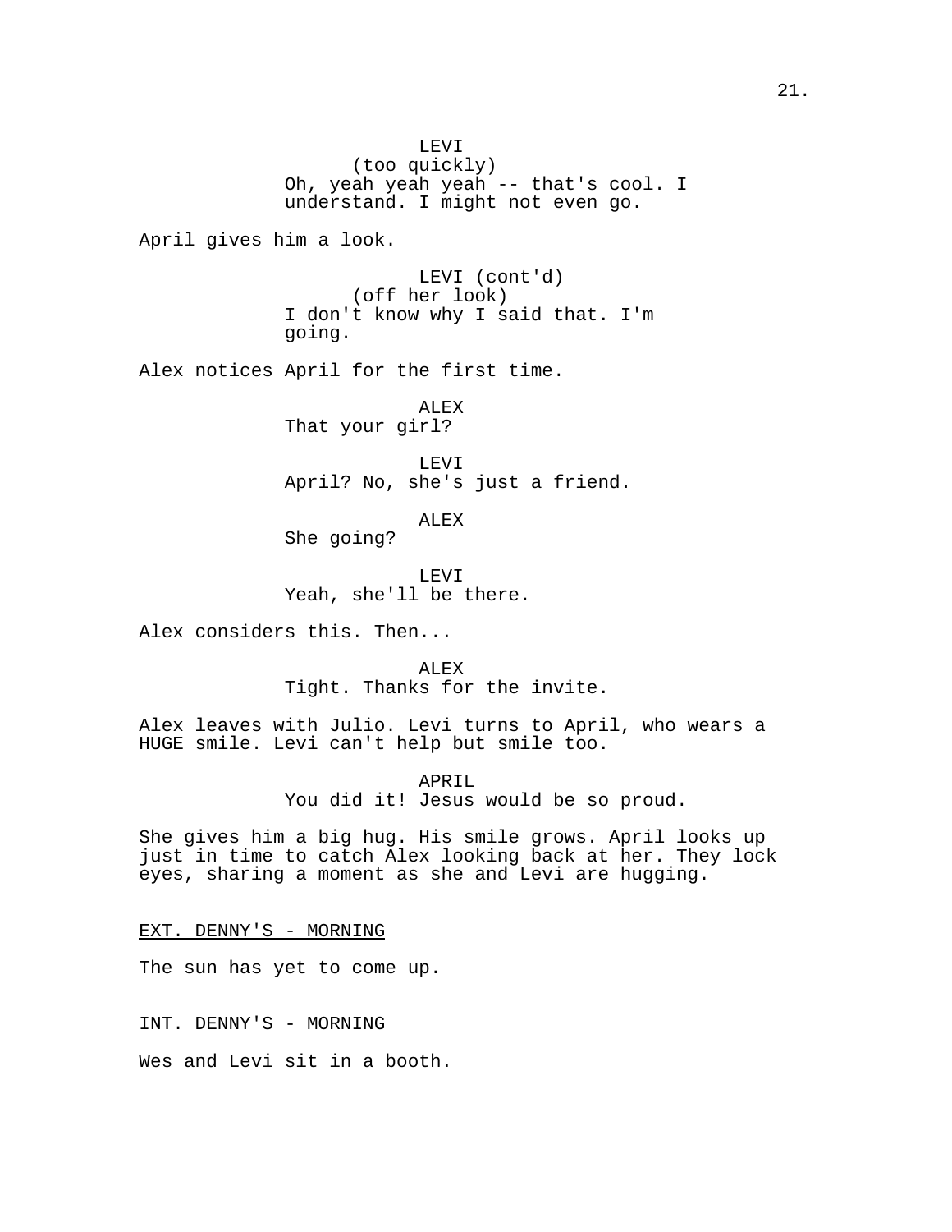LEVI
(too quickly)
Oh, yeah yeah yeah -- that's cool. I understand. I might not even go.

April gives him a look.

LEVI (cont'd)
(off her look)
I don't know why I said that. I'm going.

Alex notices April for the first time.

ALEX
That your girl?

LEVI
April? No, she's just a friend.

ALEX
She going?

LEVI
Yeah, she'll be there.

Alex considers this. Then...

ALEX
Tight. Thanks for the invite.

Alex leaves with Julio. Levi turns to April, who wears a HUGE smile. Levi can't help but smile too.

APRIL
You did it! Jesus would be so proud.

She gives him a big hug. His smile grows. April looks up just in time to catch Alex looking back at her. They lock eyes, sharing a moment as she and Levi are hugging.

EXT. DENNY'S - MORNING

The sun has yet to come up.

INT. DENNY'S - MORNING

Wes and Levi sit in a booth.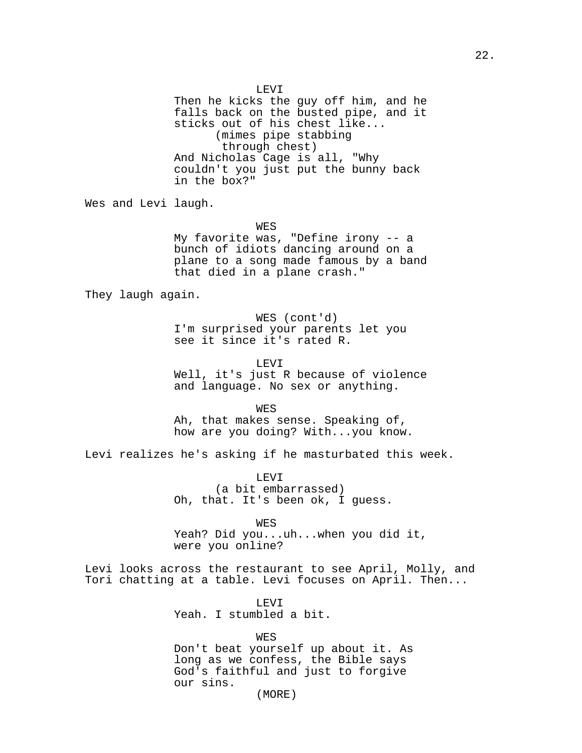LEVI
Then he kicks the guy off him, and he falls back on the busted pipe, and it sticks out of his chest like...
(mimes pipe stabbing through chest)
And Nicholas Cage is all, "Why couldn't you just put the bunny back in the box?"

Wes and Levi laugh.

WES
My favorite was, "Define irony -- a bunch of idiots dancing around on a plane to a song made famous by a band that died in a plane crash."

They laugh again.

WES (cont'd)
I'm surprised your parents let you see it since it's rated R.

LEVI
Well, it's just R because of violence and language. No sex or anything.

WES
Ah, that makes sense. Speaking of, how are you doing? With...you know.

Levi realizes he's asking if he masturbated this week.

LEVI
(a bit embarrassed)
Oh, that. It's been ok, I guess.

WES
Yeah? Did you...uh...when you did it, were you online?

Levi looks across the restaurant to see April, Molly, and Tori chatting at a table. Levi focuses on April. Then...

LEVI
Yeah. I stumbled a bit.

WES
Don't beat yourself up about it. As long as we confess, the Bible says God's faithful and just to forgive our sins.
(MORE)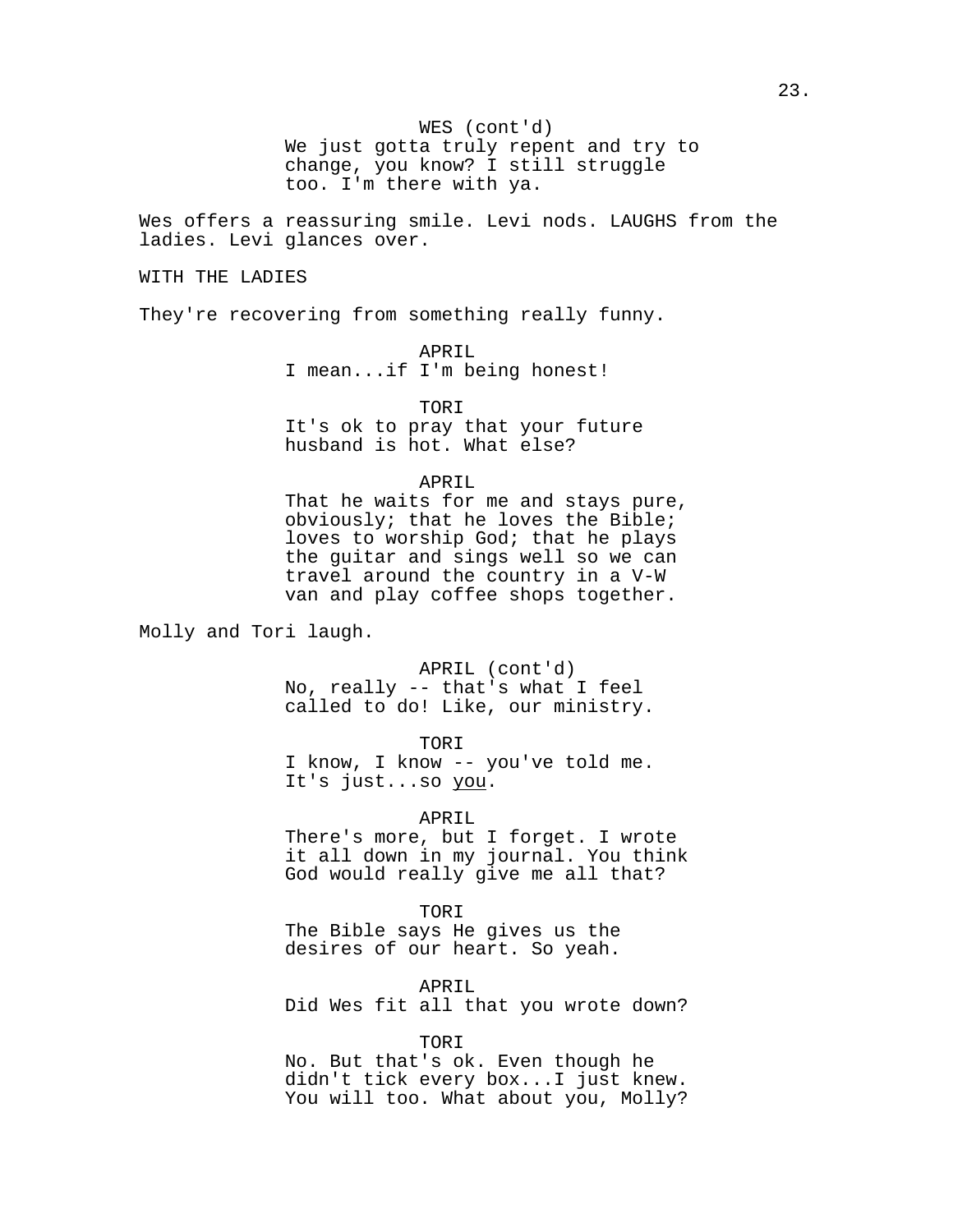WES (cont'd)
We just gotta truly repent and try to change, you know? I still struggle too. I'm there with ya.

Wes offers a reassuring smile. Levi nods. LAUGHS from the ladies. Levi glances over.

WITH THE LADIES

They're recovering from something really funny.

APRIL
I mean...if I'm being honest!

TORI
It's ok to pray that your future husband is hot. What else?

APRIL
That he waits for me and stays pure, obviously; that he loves the Bible; loves to worship God; that he plays the guitar and sings well so we can travel around the country in a V-W van and play coffee shops together.

Molly and Tori laugh.

APRIL (cont'd)
No, really -- that's what I feel called to do! Like, our ministry.

TORI
I know, I know -- you've told me. It's just...so <u>you</u>.

APRIL
There's more, but I forget. I wrote it all down in my journal. You think God would really give me all that?

TORI
The Bible says He gives us the desires of our heart. So yeah.

APRIL
Did Wes fit all that you wrote down?

TORI
No. But that's ok. Even though he didn't tick every box...I just knew. You will too. What about you, Molly?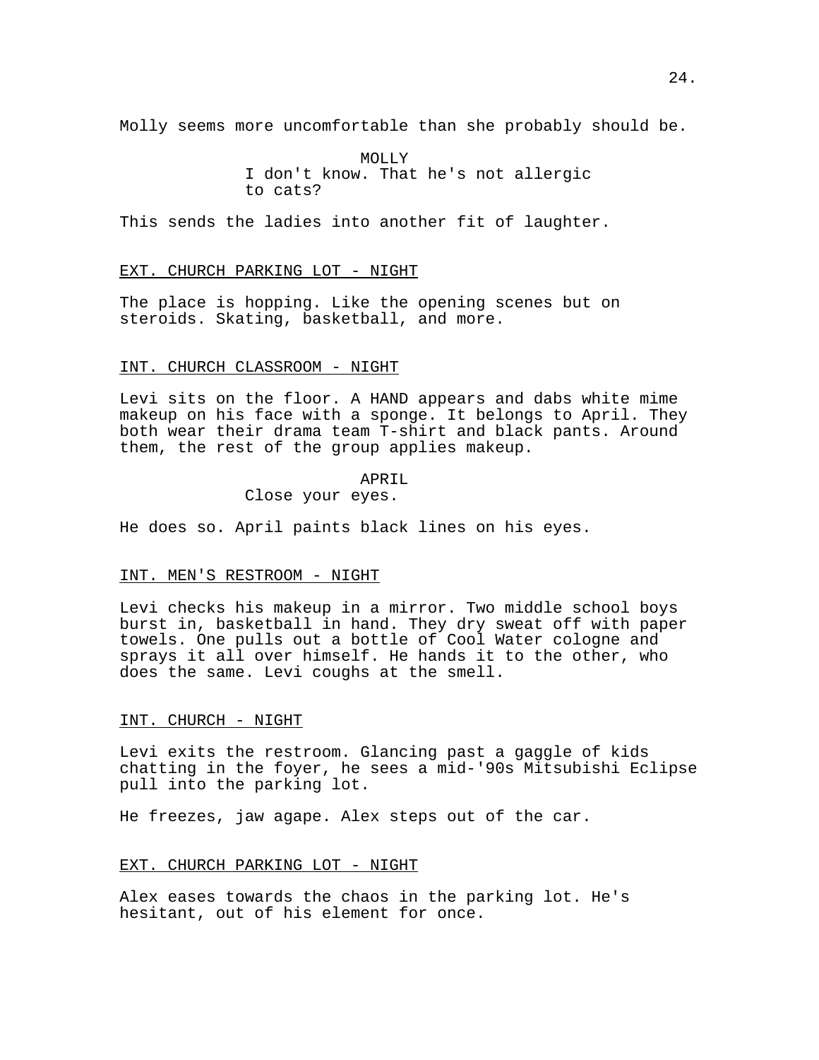Molly seems more uncomfortable than she probably should be.

MOLLY
I don't know. That he's not allergic to cats?

This sends the ladies into another fit of laughter.

EXT. CHURCH PARKING LOT - NIGHT

The place is hopping. Like the opening scenes but on steroids. Skating, basketball, and more.

INT. CHURCH CLASSROOM - NIGHT

Levi sits on the floor. A HAND appears and dabs white mime makeup on his face with a sponge. It belongs to April. They both wear their drama team T-shirt and black pants. Around them, the rest of the group applies makeup.

APRIL
Close your eyes.

He does so. April paints black lines on his eyes.

INT. MEN'S RESTROOM - NIGHT

Levi checks his makeup in a mirror. Two middle school boys burst in, basketball in hand. They dry sweat off with paper towels. One pulls out a bottle of Cool Water cologne and sprays it all over himself. He hands it to the other, who does the same. Levi coughs at the smell.

INT. CHURCH - NIGHT

Levi exits the restroom. Glancing past a gaggle of kids chatting in the foyer, he sees a mid-'90s Mitsubishi Eclipse pull into the parking lot.

He freezes, jaw agape. Alex steps out of the car.

EXT. CHURCH PARKING LOT - NIGHT

Alex eases towards the chaos in the parking lot. He's hesitant, out of his element for once.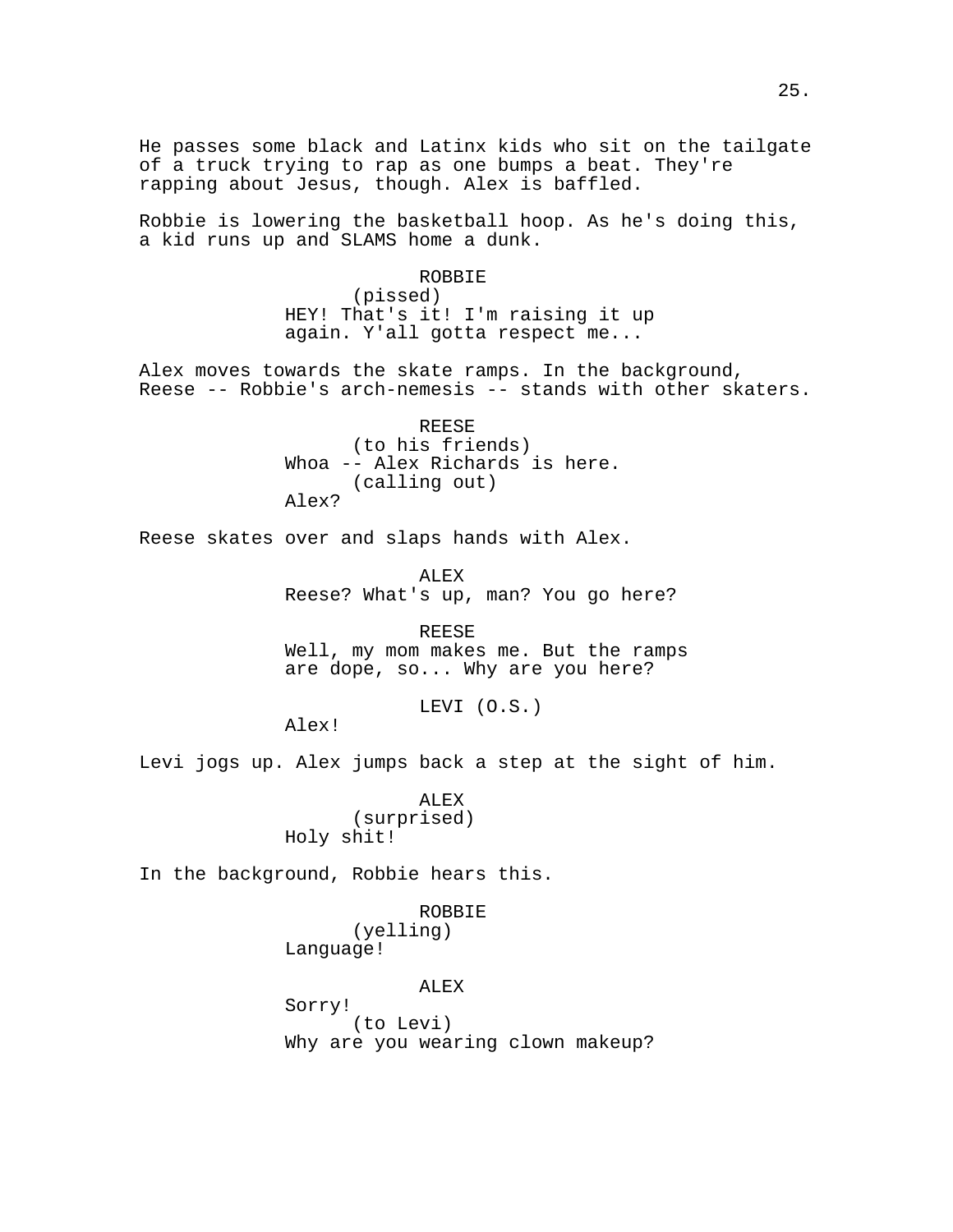He passes some black and Latinx kids who sit on the tailgate of a truck trying to rap as one bumps a beat. They're rapping about Jesus, though. Alex is baffled.

Robbie is lowering the basketball hoop. As he's doing this, a kid runs up and SLAMS home a dunk.

ROBBIE
(pissed)
HEY! That's it! I'm raising it up again. Y'all gotta respect me...

Alex moves towards the skate ramps. In the background, Reese -- Robbie's arch-nemesis -- stands with other skaters.

REESE
(to his friends)
Whoa -- Alex Richards is here.
(calling out)
Alex?

Reese skates over and slaps hands with Alex.

ALEX
Reese? What's up, man? You go here?

REESE
Well, my mom makes me. But the ramps are dope, so... Why are you here?

LEVI (O.S.)
Alex!

Levi jogs up. Alex jumps back a step at the sight of him.

ALEX
(surprised)
Holy shit!

In the background, Robbie hears this.

ROBBIE
(yelling)
Language!

ALEX
Sorry!
(to Levi)
Why are you wearing clown makeup?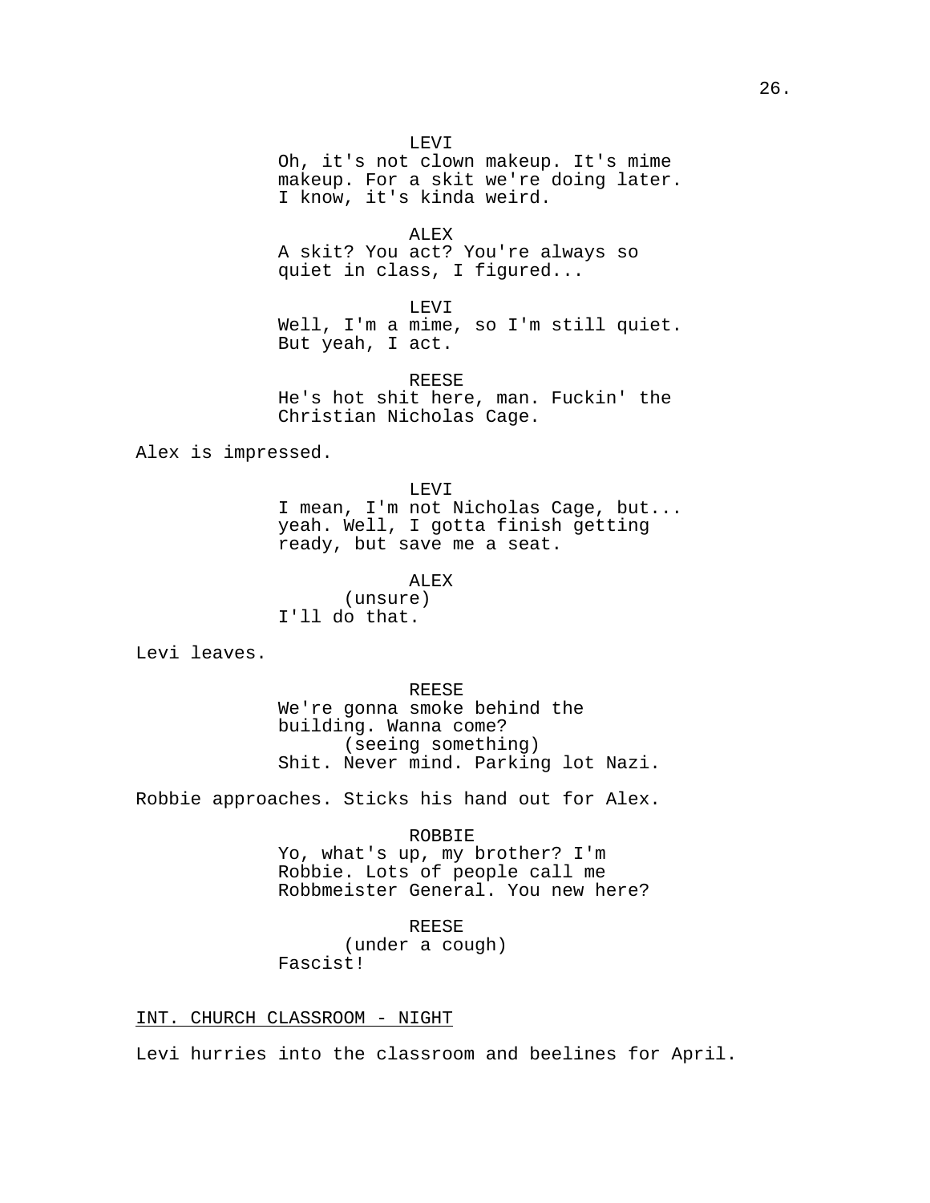LEVI
Oh, it's not clown makeup. It's mime makeup. For a skit we're doing later. I know, it's kinda weird.

ALEX
A skit? You act? You're always so quiet in class, I figured...

LEVI
Well, I'm a mime, so I'm still quiet. But yeah, I act.

REESE
He's hot shit here, man. Fuckin' the Christian Nicholas Cage.

Alex is impressed.

LEVI
I mean, I'm not Nicholas Cage, but... yeah. Well, I gotta finish getting ready, but save me a seat.

ALEX
(unsure)
I'll do that.

Levi leaves.

REESE
We're gonna smoke behind the building. Wanna come?
(seeing something)
Shit. Never mind. Parking lot Nazi.

Robbie approaches. Sticks his hand out for Alex.

ROBBIE
Yo, what's up, my brother? I'm Robbie. Lots of people call me Robbmeister General. You new here?

REESE
(under a cough)
Fascist!

INT. CHURCH CLASSROOM - NIGHT

Levi hurries into the classroom and beelines for April.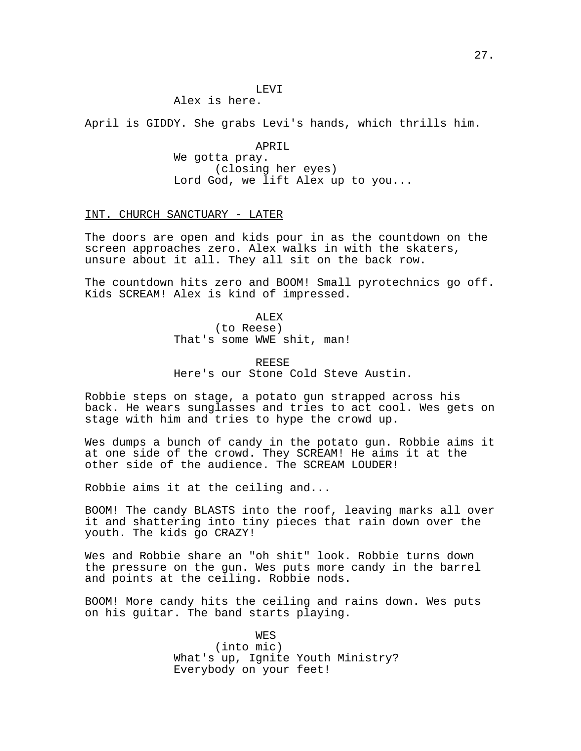LEVI
Alex is here.

April is GIDDY. She grabs Levi's hands, which thrills him.

APRIL
We gotta pray.
(closing her eyes)
Lord God, we lift Alex up to you...

INT. CHURCH SANCTUARY - LATER

The doors are open and kids pour in as the countdown on the screen approaches zero. Alex walks in with the skaters, unsure about it all. They all sit on the back row.

The countdown hits zero and BOOM! Small pyrotechnics go off. Kids SCREAM! Alex is kind of impressed.

ALEX
(to Reese)
That's some WWE shit, man!

REESE
Here's our Stone Cold Steve Austin.

Robbie steps on stage, a potato gun strapped across his back. He wears sunglasses and tries to act cool. Wes gets on stage with him and tries to hype the crowd up.

Wes dumps a bunch of candy in the potato gun. Robbie aims it at one side of the crowd. They SCREAM! He aims it at the other side of the audience. The SCREAM LOUDER!

Robbie aims it at the ceiling and...

BOOM! The candy BLASTS into the roof, leaving marks all over it and shattering into tiny pieces that rain down over the youth. The kids go CRAZY!

Wes and Robbie share an "oh shit" look. Robbie turns down the pressure on the gun. Wes puts more candy in the barrel and points at the ceiling. Robbie nods.

BOOM! More candy hits the ceiling and rains down. Wes puts on his guitar. The band starts playing.

WES
(into mic)
What's up, Ignite Youth Ministry?
Everybody on your feet!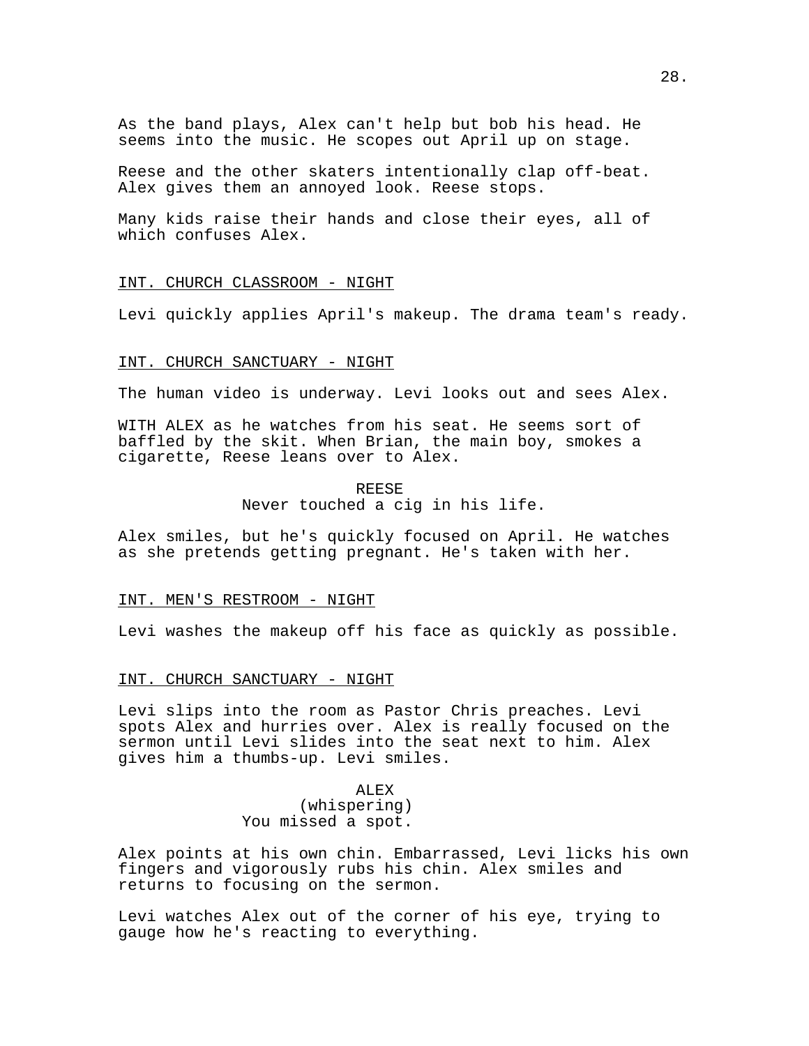As the band plays, Alex can't help but bob his head. He seems into the music. He scopes out April up on stage.

Reese and the other skaters intentionally clap off-beat. Alex gives them an annoyed look. Reese stops.

Many kids raise their hands and close their eyes, all of which confuses Alex.

INT. CHURCH CLASSROOM - NIGHT

Levi quickly applies April's makeup. The drama team's ready.

INT. CHURCH SANCTUARY - NIGHT

The human video is underway. Levi looks out and sees Alex.

WITH ALEX as he watches from his seat. He seems sort of baffled by the skit. When Brian, the main boy, smokes a cigarette, Reese leans over to Alex.

REESE
Never touched a cig in his life.

Alex smiles, but he's quickly focused on April. He watches as she pretends getting pregnant. He's taken with her.

INT. MEN'S RESTROOM - NIGHT

Levi washes the makeup off his face as quickly as possible.

INT. CHURCH SANCTUARY - NIGHT

Levi slips into the room as Pastor Chris preaches. Levi spots Alex and hurries over. Alex is really focused on the sermon until Levi slides into the seat next to him. Alex gives him a thumbs-up. Levi smiles.

ALEX
(whispering)
You missed a spot.

Alex points at his own chin. Embarrassed, Levi licks his own fingers and vigorously rubs his chin. Alex smiles and returns to focusing on the sermon.

Levi watches Alex out of the corner of his eye, trying to gauge how he's reacting to everything.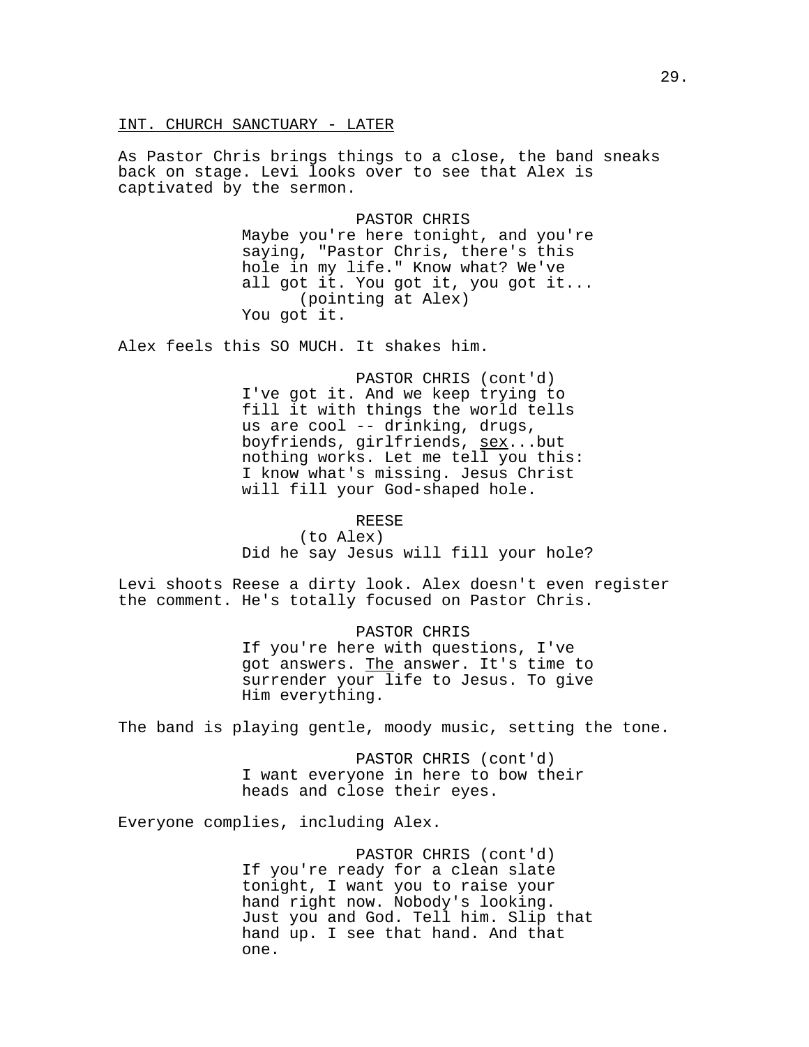INT. CHURCH SANCTUARY - LATER

As Pastor Chris brings things to a close, the band sneaks back on stage. Levi looks over to see that Alex is captivated by the sermon.

PASTOR CHRIS
Maybe you're here tonight, and you're saying, "Pastor Chris, there's this hole in my life." Know what? We've all got it. You got it, you got it...
(pointing at Alex)
You got it.

Alex feels this SO MUCH. It shakes him.

PASTOR CHRIS (cont'd)
I've got it. And we keep trying to fill it with things the world tells us are cool -- drinking, drugs, boyfriends, girlfriends, <u>sex</u>...but nothing works. Let me tell you this: I know what's missing. Jesus Christ will fill your God-shaped hole.

REESE
(to Alex)
Did he say Jesus will fill your hole?

Levi shoots Reese a dirty look. Alex doesn't even register the comment. He's totally focused on Pastor Chris.

PASTOR CHRIS
If you're here with questions, I've got answers. <u>The</u> answer. It's time to surrender your life to Jesus. To give Him everything.

The band is playing gentle, moody music, setting the tone.

PASTOR CHRIS (cont'd)
I want everyone in here to bow their heads and close their eyes.

Everyone complies, including Alex.

PASTOR CHRIS (cont'd)
If you're ready for a clean slate tonight, I want you to raise your hand right now. Nobody's looking. Just you and God. Tell him. Slip that hand up. I see that hand. And that one.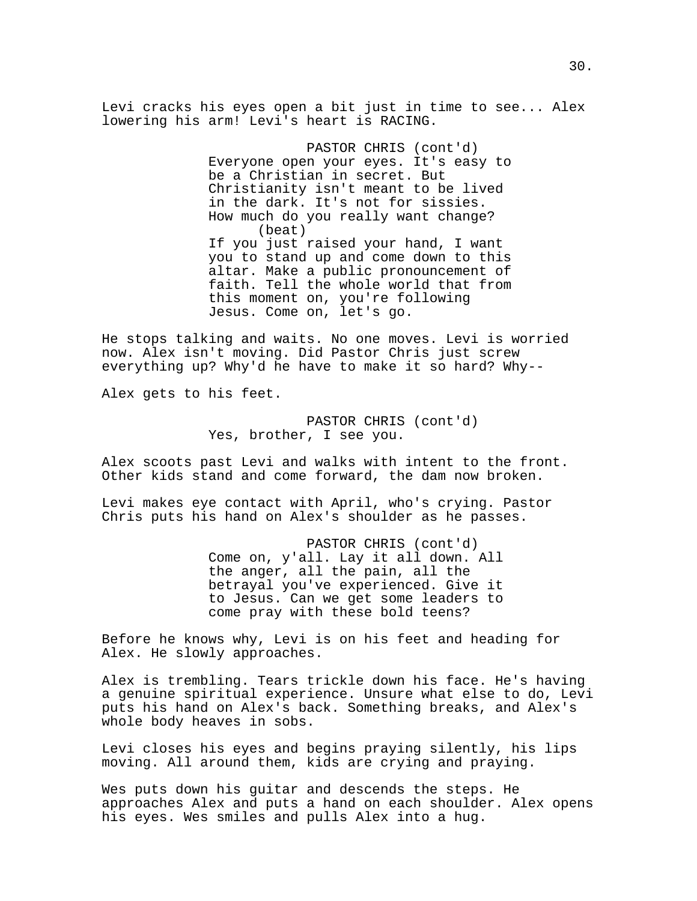Levi cracks his eyes open a bit just in time to see... Alex lowering his arm! Levi's heart is RACING.

PASTOR CHRIS (cont'd)
Everyone open your eyes. It's easy to be a Christian in secret. But Christianity isn't meant to be lived in the dark. It's not for sissies. How much do you really want change?
(beat)
If you just raised your hand, I want you to stand up and come down to this altar. Make a public pronouncement of faith. Tell the whole world that from this moment on, you're following Jesus. Come on, let's go.

He stops talking and waits. No one moves. Levi is worried now. Alex isn't moving. Did Pastor Chris just screw everything up? Why'd he have to make it so hard? Why--

Alex gets to his feet.

PASTOR CHRIS (cont'd)
Yes, brother, I see you.

Alex scoots past Levi and walks with intent to the front. Other kids stand and come forward, the dam now broken.

Levi makes eye contact with April, who's crying. Pastor Chris puts his hand on Alex's shoulder as he passes.

PASTOR CHRIS (cont'd)
Come on, y'all. Lay it all down. All the anger, all the pain, all the betrayal you've experienced. Give it to Jesus. Can we get some leaders to come pray with these bold teens?

Before he knows why, Levi is on his feet and heading for Alex. He slowly approaches.

Alex is trembling. Tears trickle down his face. He's having a genuine spiritual experience. Unsure what else to do, Levi puts his hand on Alex's back. Something breaks, and Alex's whole body heaves in sobs.

Levi closes his eyes and begins praying silently, his lips moving. All around them, kids are crying and praying.

Wes puts down his guitar and descends the steps. He approaches Alex and puts a hand on each shoulder. Alex opens his eyes. Wes smiles and pulls Alex into a hug.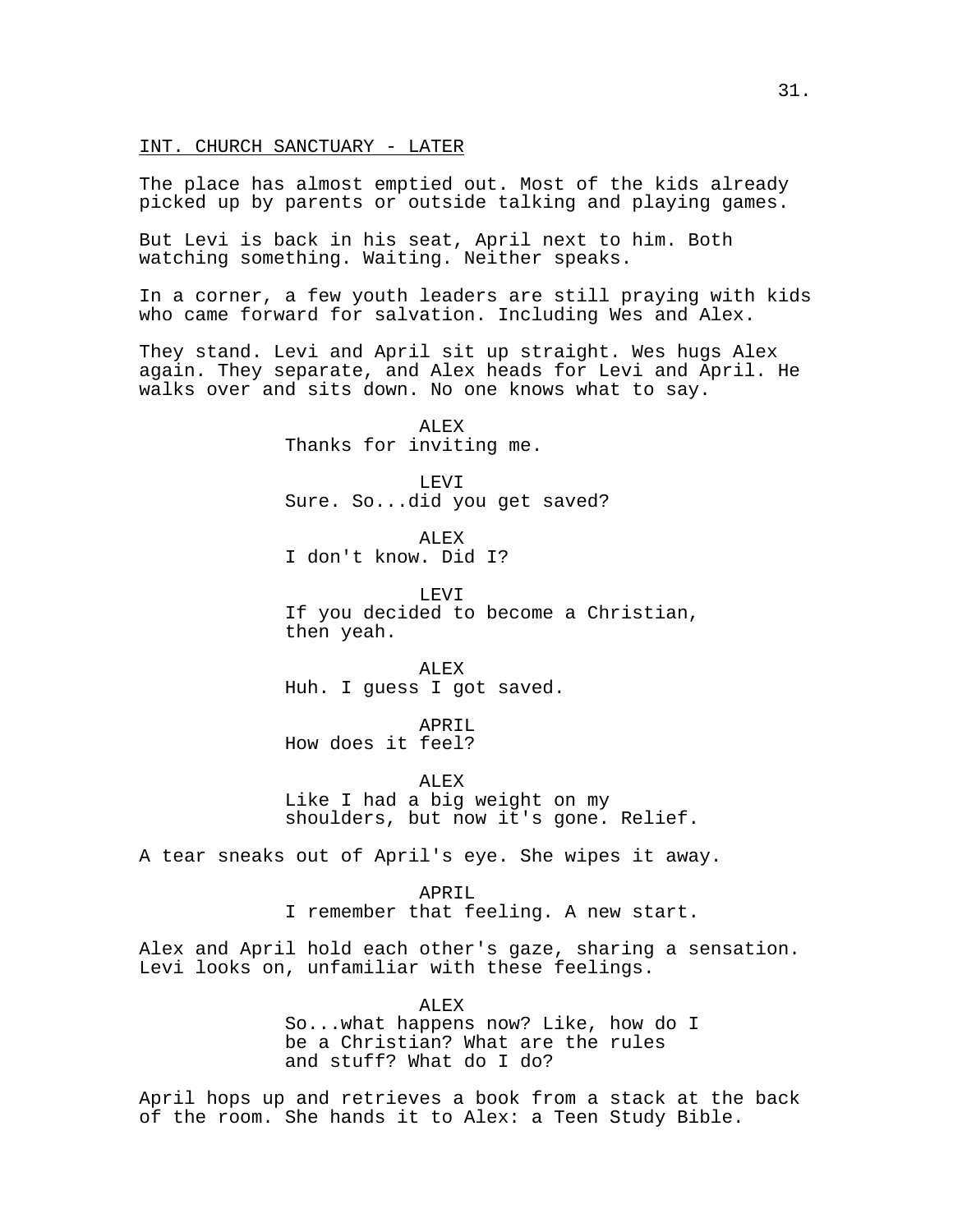INT. CHURCH SANCTUARY - LATER

The place has almost emptied out. Most of the kids already picked up by parents or outside talking and playing games.

But Levi is back in his seat, April next to him. Both watching something. Waiting. Neither speaks.

In a corner, a few youth leaders are still praying with kids who came forward for salvation. Including Wes and Alex.

They stand. Levi and April sit up straight. Wes hugs Alex again. They separate, and Alex heads for Levi and April. He walks over and sits down. No one knows what to say.

ALEX
Thanks for inviting me.

LEVI
Sure. So...did you get saved?

ALEX
I don't know. Did I?

LEVI
If you decided to become a Christian, then yeah.

ALEX
Huh. I guess I got saved.

APRIL
How does it feel?

ALEX
Like I had a big weight on my shoulders, but now it's gone. Relief.

A tear sneaks out of April's eye. She wipes it away.

APRIL
I remember that feeling. A new start.

Alex and April hold each other's gaze, sharing a sensation. Levi looks on, unfamiliar with these feelings.

ALEX
So...what happens now? Like, how do I be a Christian? What are the rules and stuff? What do I do?

April hops up and retrieves a book from a stack at the back of the room. She hands it to Alex: a Teen Study Bible.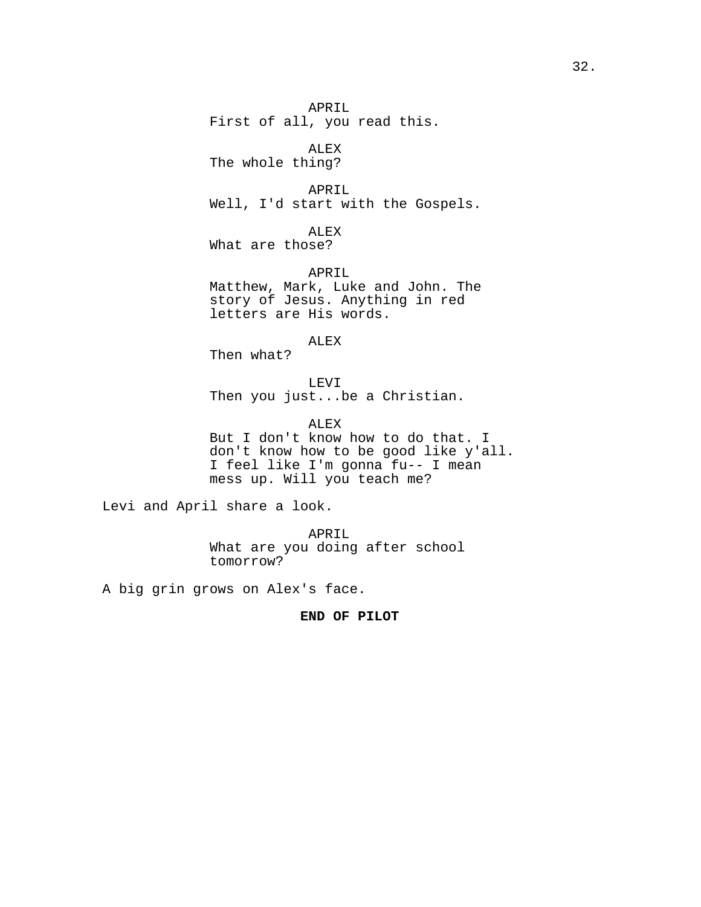APRIL
First of all, you read this.

ALEX
The whole thing?

APRIL
Well, I'd start with the Gospels.

ALEX
What are those?

APRIL
Matthew, Mark, Luke and John. The story of Jesus. Anything in red letters are His words.

ALEX
Then what?

LEVI
Then you just...be a Christian.

ALEX
But I don't know how to do that. I don't know how to be good like y'all. I feel like I'm gonna fu-- I mean mess up. Will you teach me?

Levi and April share a look.

APRIL
What are you doing after school tomorrow?

A big grin grows on Alex's face.

**END OF PILOT**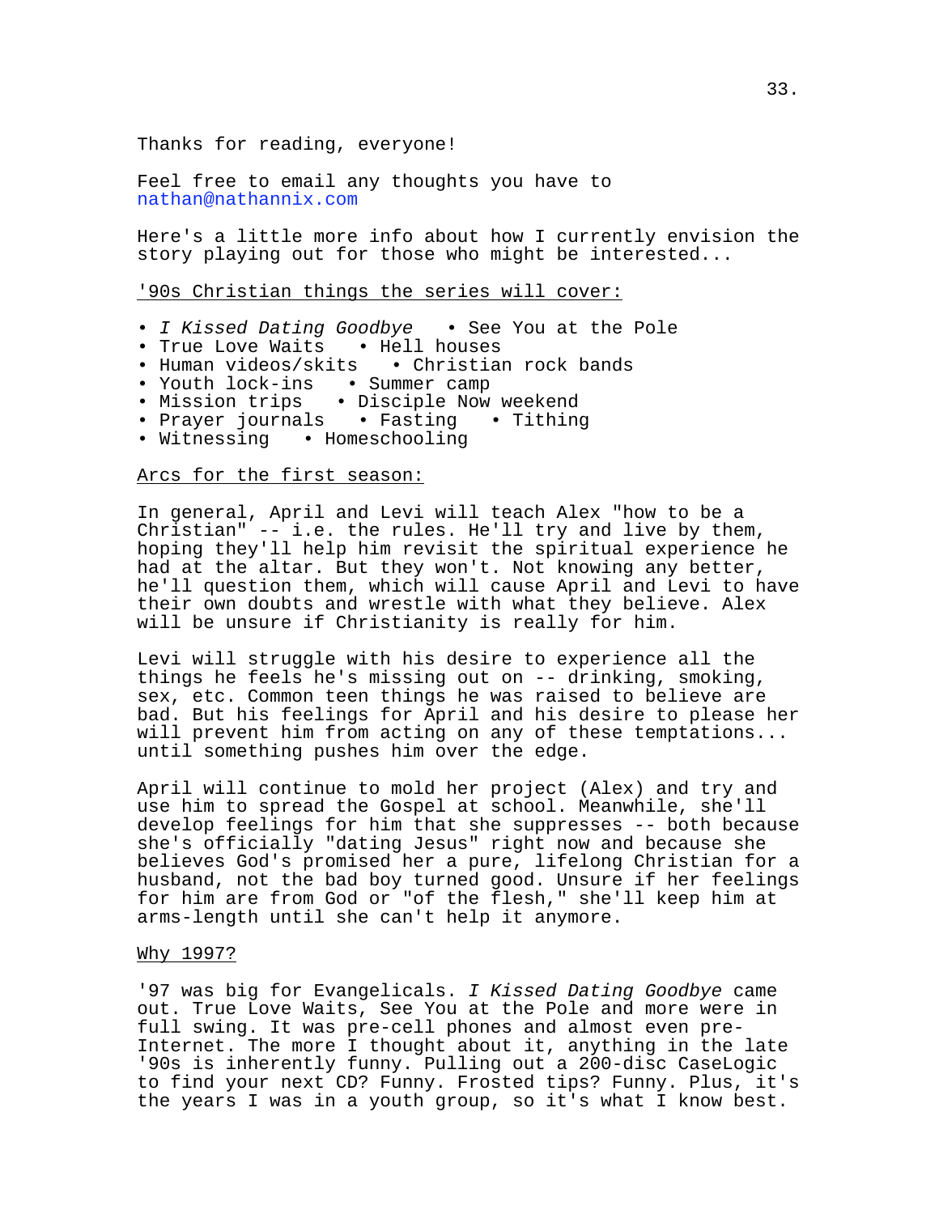Thanks for reading, everyone!

Feel free to email any thoughts you have to nathan@nathannix.com

Here's a little more info about how I currently envision the story playing out for those who might be interested...

<u>'90s Christian things the series will cover:</u>

- *I Kissed Dating Goodbye*
- See You at the Pole
- True Love Waits
- Hell houses
- Human videos/skits
- Christian rock bands
- Youth lock-ins
- Summer camp
- Mission trips
- Disciple Now weekend
- Prayer journals
- Fasting
- Tithing
- Witnessing
- Homeschooling

<u>Arcs for the first season:</u>

In general, April and Levi will teach Alex "how to be a Christian" -- i.e. the rules. He'll try and live by them, hoping they'll help him revisit the spiritual experience he had at the altar. But they won't. Not knowing any better, he'll question them, which will cause April and Levi to have their own doubts and wrestle with what they believe. Alex will be unsure if Christianity is really for him.

Levi will struggle with his desire to experience all the things he feels he's missing out on -- drinking, smoking, sex, etc. Common teen things he was raised to believe are bad. But his feelings for April and his desire to please her will prevent him from acting on any of these temptations... until something pushes him over the edge.

April will continue to mold her project (Alex) and try and use him to spread the Gospel at school. Meanwhile, she'll develop feelings for him that she suppresses -- both because she's officially "dating Jesus" right now and because she believes God's promised her a pure, lifelong Christian for a husband, not the bad boy turned good. Unsure if her feelings for him are from God or "of the flesh," she'll keep him at arms-length until she can't help it anymore.

<u>Why 1997?</u>

'97 was big for Evangelicals. *I Kissed Dating Goodbye* came out. True Love Waits, See You at the Pole and more were in full swing. It was pre-cell phones and almost even pre-Internet. The more I thought about it, anything in the late '90s is inherently funny. Pulling out a 200-disc CaseLogic to find your next CD? Funny. Frosted tips? Funny. Plus, it's the years I was in a youth group, so it's what I know best.